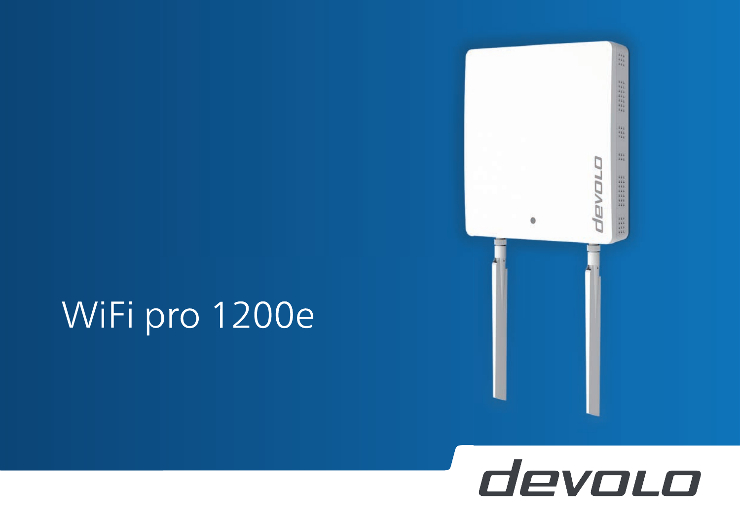# WiFi pro 1200e

devolo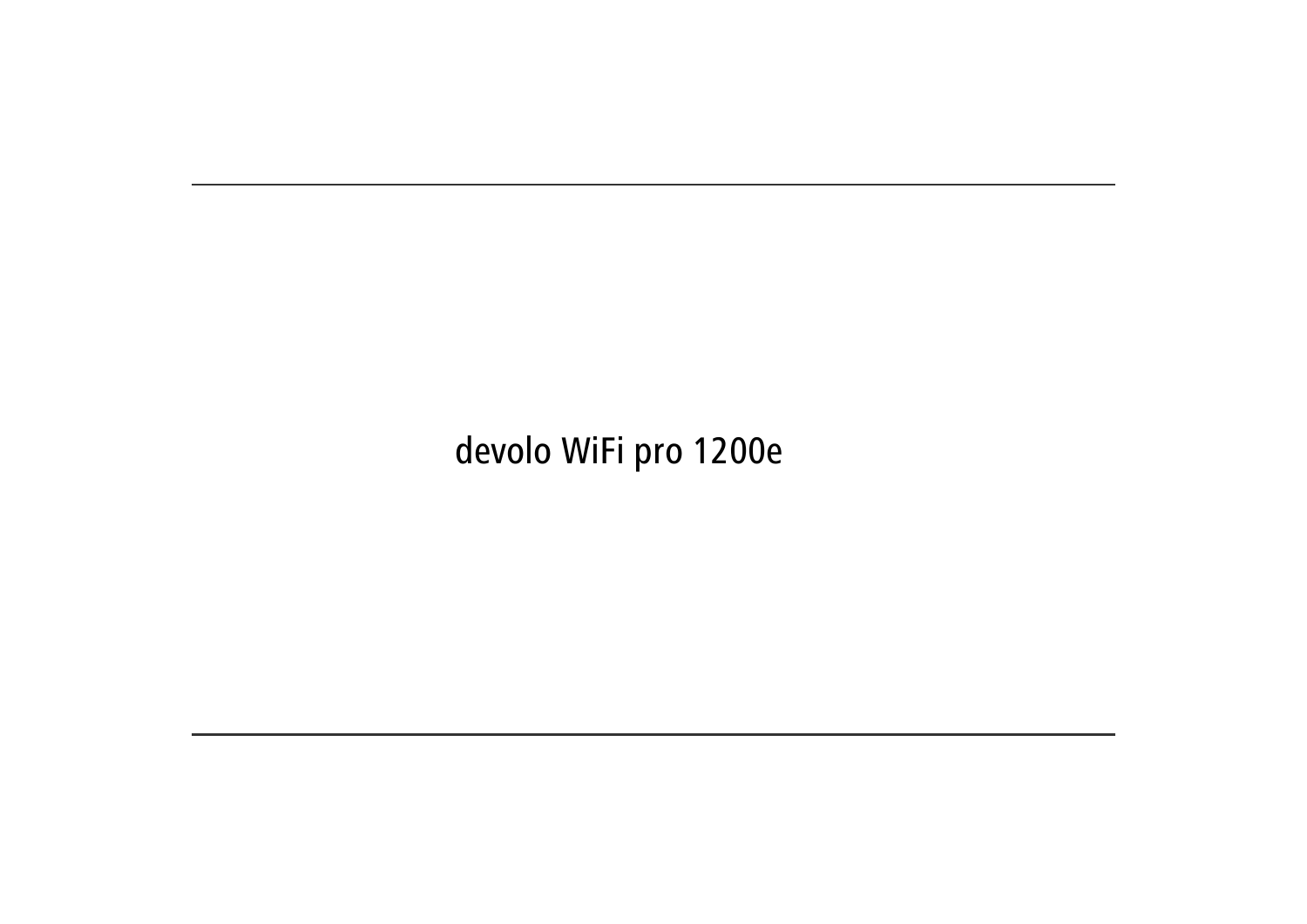devolo WiFi pro 1200e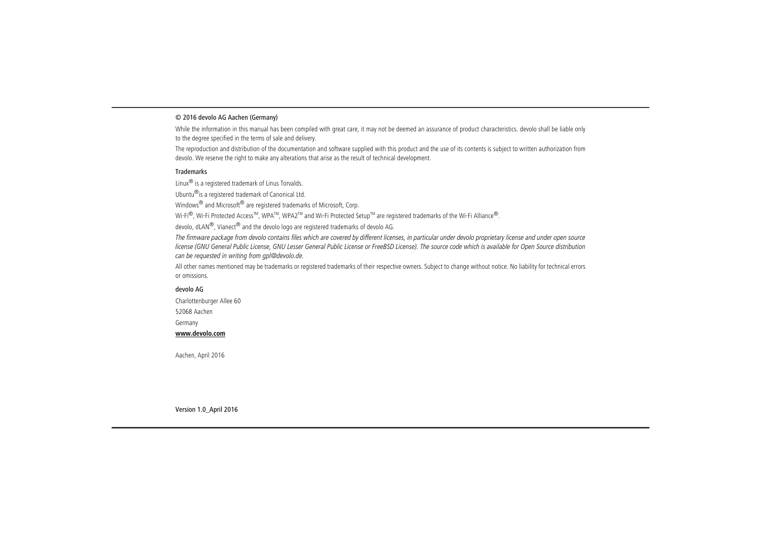© 2016 devolo AG Aachen (Germany)

While the information in this manual has been compiled with great care, it may not be deemed an assurance of product characteristics. devolo shall be liable only to the degree specified in the terms of sale and delivery.

The reproduction and distribution of the documentation and software supplied with this product and the use of its contents is subject to written authorization from devolo. We reserve the right to make any alterations that arise as the result of technical development.

### Trademarks

Linux® is a registered trademark of Linus Torvalds.

Ubuntu®is a registered trademark of Canonical Ltd.

Windows® and Microsoft® are registered trademarks of Microsoft, Corp.

Wi-Fi®, Wi-Fi Protected Access™, WPA™, WPA2™ and Wi-Fi Protected Setup™ are registered trademarks of the Wi-Fi Alliance®.

devolo, dLAN®, Vianect® and the devolo logo are registered trademarks of devolo AG.

*The firmware package from devolo contains files which are covered by different licenses, in particular under devolo proprietary license and under open source license (GNU General Public License, GNU Lesser General Public License or FreeBSD License). The source code which is available for Open Source distribution can be requested in writing from gpl@devolo.de.*

All other names mentioned may be trademarks or registered trademarks of their respective owners. Subject to change without notice. No liability for technical errors or omissions.

### devolo AG

Charlottenburger Allee 60

52068 Aachen

Germany

**www.devolo.com**

Aachen, April 2016

Version 1.0_April 2016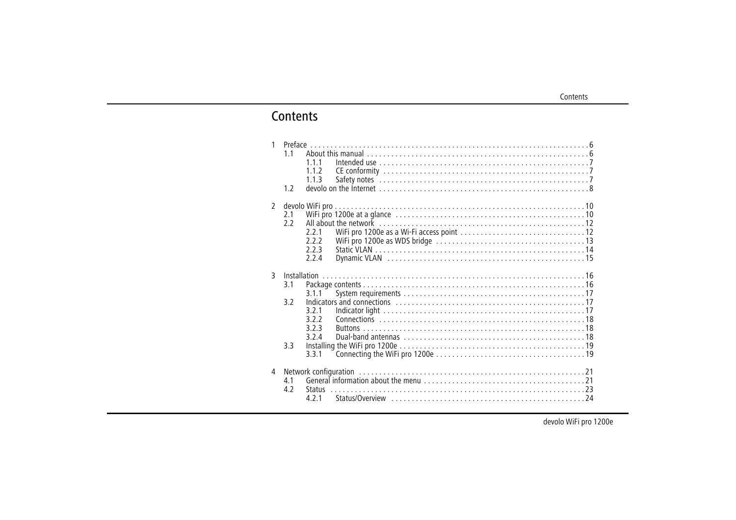# Contents

1 Preface . . . . . . . . . . . . . . . . . . . . . . . . . . . . . . . . . . . . . . . . . . . . . . . . . . . . . . . . . . . . . . . . . . . . . . . . 6
  - 1.1 About this manual . . . . . . . . . . . . . . . . . . . . . . . . . . . . . . . . . . . . . . . . . . . . . . . . . . . . . . . 6
    - 1.1.1 Intended use . . . . . . . . . . . . . . . . . . . . . . . . . . . . . . . . . . . . . . . . . . . . . . . . . . . . . 7
    - 1.1.2 CE conformity . . . . . . . . . . . . . . . . . . . . . . . . . . . . . . . . . . . . . . . . . . . . . . . . . . . . 7
    - 1.1.3 Safety notes . . . . . . . . . . . . . . . . . . . . . . . . . . . . . . . . . . . . . . . . . . . . . . . . . . . . . 7
  - 1.2 devolo on the Internet . . . . . . . . . . . . . . . . . . . . . . . . . . . . . . . . . . . . . . . . . . . . . . . . . . . . 8

2 devolo WiFi pro . . . . . . . . . . . . . . . . . . . . . . . . . . . . . . . . . . . . . . . . . . . . . . . . . . . . . . . . . . . . . . . . 10
  - 2.1 WiFi pro 1200e at a glance . . . . . . . . . . . . . . . . . . . . . . . . . . . . . . . . . . . . . . . . . . . . . . . 10
  - 2.2 All about the network . . . . . . . . . . . . . . . . . . . . . . . . . . . . . . . . . . . . . . . . . . . . . . . . . . . 12
    - 2.2.1 WiFi pro 1200e as a Wi-Fi access point . . . . . . . . . . . . . . . . . . . . . . . . . . . . . . . 12
    - 2.2.2 WiFi pro 1200e as WDS bridge . . . . . . . . . . . . . . . . . . . . . . . . . . . . . . . . . . . . . 13
    - 2.2.3 Static VLAN . . . . . . . . . . . . . . . . . . . . . . . . . . . . . . . . . . . . . . . . . . . . . . . . . . . . . 14
    - 2.2.4 Dynamic VLAN . . . . . . . . . . . . . . . . . . . . . . . . . . . . . . . . . . . . . . . . . . . . . . . . . . . 15

3 Installation . . . . . . . . . . . . . . . . . . . . . . . . . . . . . . . . . . . . . . . . . . . . . . . . . . . . . . . . . . . . . . . . . . 16
  - 3.1 Package contents . . . . . . . . . . . . . . . . . . . . . . . . . . . . . . . . . . . . . . . . . . . . . . . . . . . . . . . 16
    - 3.1.1 System requirements . . . . . . . . . . . . . . . . . . . . . . . . . . . . . . . . . . . . . . . . . . . . . . 17
  - 3.2 Indicators and connections . . . . . . . . . . . . . . . . . . . . . . . . . . . . . . . . . . . . . . . . . . . . . . . 17
    - 3.2.1 Indicator light . . . . . . . . . . . . . . . . . . . . . . . . . . . . . . . . . . . . . . . . . . . . . . . . . . . . 17
    - 3.2.2 Connections . . . . . . . . . . . . . . . . . . . . . . . . . . . . . . . . . . . . . . . . . . . . . . . . . . . . . 18
    - 3.2.3 Buttons . . . . . . . . . . . . . . . . . . . . . . . . . . . . . . . . . . . . . . . . . . . . . . . . . . . . . . . . . 18
    - 3.2.4 Dual-band antennas . . . . . . . . . . . . . . . . . . . . . . . . . . . . . . . . . . . . . . . . . . . . . . . 18
  - 3.3 Installing the WiFi pro 1200e . . . . . . . . . . . . . . . . . . . . . . . . . . . . . . . . . . . . . . . . . . . . . 19
    - 3.3.1 Connecting the WiFi pro 1200e . . . . . . . . . . . . . . . . . . . . . . . . . . . . . . . . . . . . . . 19

4 Network configuration . . . . . . . . . . . . . . . . . . . . . . . . . . . . . . . . . . . . . . . . . . . . . . . . . . . . . . . . . 21
  - 4.1 General information about the menu . . . . . . . . . . . . . . . . . . . . . . . . . . . . . . . . . . . . . . . . 21
  - 4.2 Status . . . . . . . . . . . . . . . . . . . . . . . . . . . . . . . . . . . . . . . . . . . . . . . . . . . . . . . . . . . . . . . . 23
    - 4.2.1 Status/Overview . . . . . . . . . . . . . . . . . . . . . . . . . . . . . . . . . . . . . . . . . . . . . . . . . . 24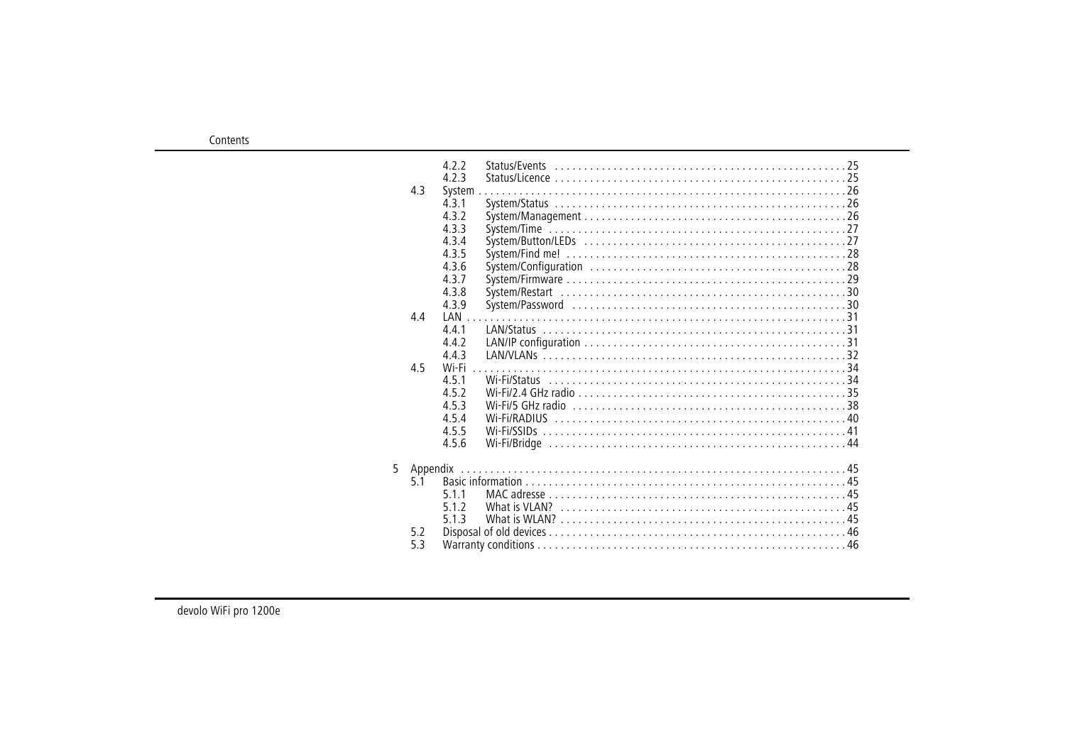4.2.2 Status/Events . . . . . . . . . . . . . . . . . . . . . . . . . . . . . . . . . . . . . . . . . . . . . . . . . . 25
4.2.3 Status/Licence . . . . . . . . . . . . . . . . . . . . . . . . . . . . . . . . . . . . . . . . . . . . . . . . . . 25

4.3 System . . . . . . . . . . . . . . . . . . . . . . . . . . . . . . . . . . . . . . . . . . . . . . . . . . . . . . . . . . . . . 26
4.3.1 System/Status . . . . . . . . . . . . . . . . . . . . . . . . . . . . . . . . . . . . . . . . . . . . . . . . . . 26
4.3.2 System/Management . . . . . . . . . . . . . . . . . . . . . . . . . . . . . . . . . . . . . . . . . . . . . 26
4.3.3 System/Time . . . . . . . . . . . . . . . . . . . . . . . . . . . . . . . . . . . . . . . . . . . . . . . . . . . . 27
4.3.4 System/Button/LEDs . . . . . . . . . . . . . . . . . . . . . . . . . . . . . . . . . . . . . . . . . . . . . 27
4.3.5 System/Find me! . . . . . . . . . . . . . . . . . . . . . . . . . . . . . . . . . . . . . . . . . . . . . . . . 28
4.3.6 System/Configuration . . . . . . . . . . . . . . . . . . . . . . . . . . . . . . . . . . . . . . . . . . . . 28
4.3.7 System/Firmware . . . . . . . . . . . . . . . . . . . . . . . . . . . . . . . . . . . . . . . . . . . . . . . . 29
4.3.8 System/Restart . . . . . . . . . . . . . . . . . . . . . . . . . . . . . . . . . . . . . . . . . . . . . . . . . . 30
4.3.9 System/Password . . . . . . . . . . . . . . . . . . . . . . . . . . . . . . . . . . . . . . . . . . . . . . . . 30

4.4 LAN . . . . . . . . . . . . . . . . . . . . . . . . . . . . . . . . . . . . . . . . . . . . . . . . . . . . . . . . . . . . . . . . 31
4.4.1 LAN/Status . . . . . . . . . . . . . . . . . . . . . . . . . . . . . . . . . . . . . . . . . . . . . . . . . . . . . 31
4.4.2 LAN/IP configuration . . . . . . . . . . . . . . . . . . . . . . . . . . . . . . . . . . . . . . . . . . . . . 31
4.4.3 LAN/VLANs . . . . . . . . . . . . . . . . . . . . . . . . . . . . . . . . . . . . . . . . . . . . . . . . . . . . . 32

4.5 Wi-Fi . . . . . . . . . . . . . . . . . . . . . . . . . . . . . . . . . . . . . . . . . . . . . . . . . . . . . . . . . . . . . . . 34
4.5.1 Wi-Fi/Status . . . . . . . . . . . . . . . . . . . . . . . . . . . . . . . . . . . . . . . . . . . . . . . . . . . . 34
4.5.2 Wi-Fi/2.4 GHz radio . . . . . . . . . . . . . . . . . . . . . . . . . . . . . . . . . . . . . . . . . . . . . . 35
4.5.3 Wi-Fi/5 GHz radio . . . . . . . . . . . . . . . . . . . . . . . . . . . . . . . . . . . . . . . . . . . . . . . . 38
4.5.4 Wi-Fi/RADIUS . . . . . . . . . . . . . . . . . . . . . . . . . . . . . . . . . . . . . . . . . . . . . . . . . . 40
4.5.5 Wi-Fi/SSIDs . . . . . . . . . . . . . . . . . . . . . . . . . . . . . . . . . . . . . . . . . . . . . . . . . . . . 41
4.5.6 Wi-Fi/Bridge . . . . . . . . . . . . . . . . . . . . . . . . . . . . . . . . . . . . . . . . . . . . . . . . . . . . 44

5 Appendix . . . . . . . . . . . . . . . . . . . . . . . . . . . . . . . . . . . . . . . . . . . . . . . . . . . . . . . . . . . . . . 45

5.1 Basic information . . . . . . . . . . . . . . . . . . . . . . . . . . . . . . . . . . . . . . . . . . . . . . . . . . . . . 45
5.1.1 MAC adresse . . . . . . . . . . . . . . . . . . . . . . . . . . . . . . . . . . . . . . . . . . . . . . . . . . . . 45
5.1.2 What is VLAN? . . . . . . . . . . . . . . . . . . . . . . . . . . . . . . . . . . . . . . . . . . . . . . . . . . 45
5.1.3 What is WLAN? . . . . . . . . . . . . . . . . . . . . . . . . . . . . . . . . . . . . . . . . . . . . . . . . . 45

5.2 Disposal of old devices . . . . . . . . . . . . . . . . . . . . . . . . . . . . . . . . . . . . . . . . . . . . . . . . . 46

5.3 Warranty conditions . . . . . . . . . . . . . . . . . . . . . . . . . . . . . . . . . . . . . . . . . . . . . . . . . . . 46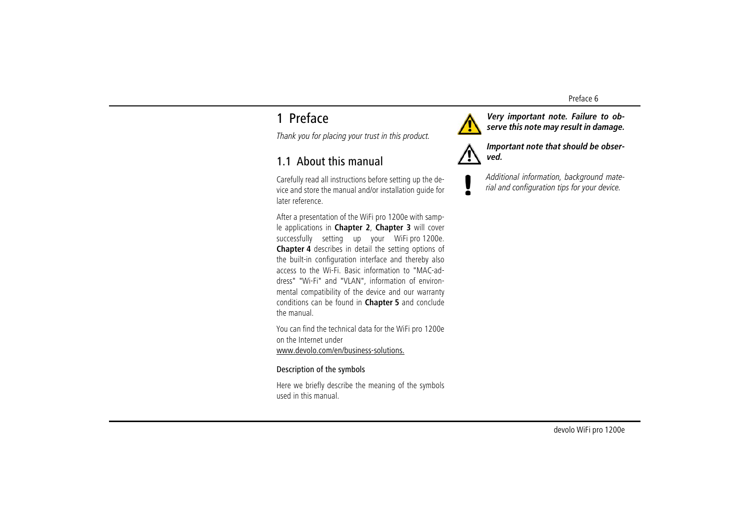# 1 Preface

*Thank you for placing your trust in this product.*

## 1.1 About this manual

Carefully read all instructions before setting up the device and store the manual and/or installation guide for later reference.

After a presentation of the WiFi pro 1200e with sample applications in **Chapter 2**, **Chapter 3** will cover successfully setting up your WiFi pro 1200e. **Chapter 4** describes in detail the setting options of the built-in configuration interface and thereby also access to the Wi-Fi. Basic information to "MAC-address" "Wi-Fi" and "VLAN", information of environmental compatibility of the device and our warranty conditions can be found in **Chapter 5** and conclude the manual.

You can find the technical data for the WiFi pro 1200e on the Internet under www.devolo.com/en/business-solutions.

#### Description of the symbols

Here we briefly describe the meaning of the symbols used in this manual.

***Very important note. Failure to observe this note may result in damage.***

***Important note that should be observed.***

*Additional information, background material and configuration tips for your device.*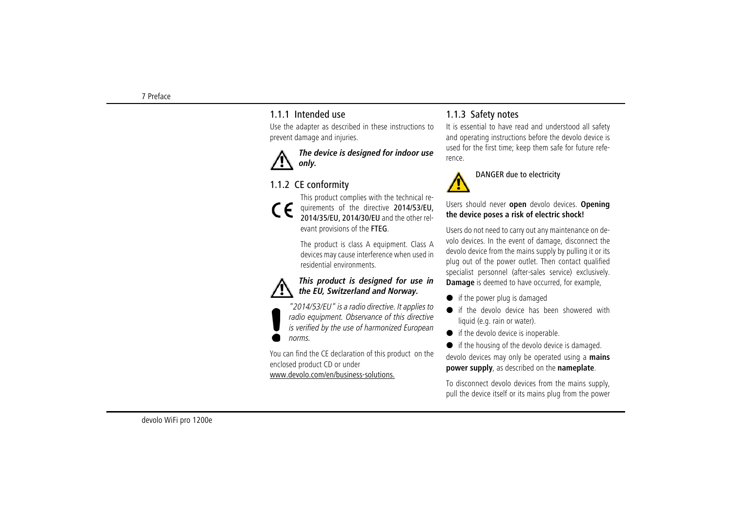### 1.1.1 Intended use

Use the adapter as described in these instructions to prevent damage and injuries.

***The device is designed for indoor use only.***

### 1.1.2 CE conformity

This product complies with the technical requirements of the directive **2014/53/EU, 2014/35/EU, 2014/30/EU** and the other relevant provisions of the **FTEG**.

The product is class A equipment. Class A devices may cause interference when used in residential environments.

***This product is designed for use in the EU, Switzerland and Norway.***

*"2014/53/EU" is a radio directive. It applies to radio equipment. Observance of this directive is verified by the use of harmonized European norms.*

You can find the CE declaration of this product on the enclosed product CD or under www.devolo.com/en/business-solutions.

### 1.1.3 Safety notes

It is essential to have read and understood all safety and operating instructions before the devolo device is used for the first time; keep them safe for future reference.

DANGER due to electricity

Users should never **open** devolo devices. **Opening the device poses a risk of electric shock!**

Users do not need to carry out any maintenance on devolo devices. In the event of damage, disconnect the devolo device from the mains supply by pulling it or its plug out of the power outlet. Then contact qualified specialist personnel (after-sales service) exclusively. **Damage** is deemed to have occurred, for example,

- if the power plug is damaged
- if the devolo device has been showered with liquid (e.g. rain or water).
- if the devolo device is inoperable.
- if the housing of the devolo device is damaged.

devolo devices may only be operated using a **mains power supply**, as described on the **nameplate**.

To disconnect devolo devices from the mains supply, pull the device itself or its mains plug from the power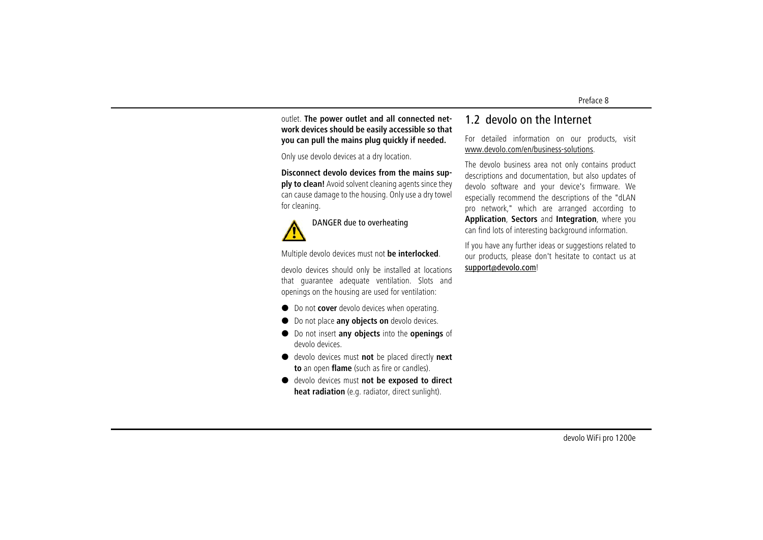outlet. **The power outlet and all connected network devices should be easily accessible so that you can pull the mains plug quickly if needed.**

Only use devolo devices at a dry location.

**Disconnect devolo devices from the mains supply to clean!** Avoid solvent cleaning agents since they can cause damage to the housing. Only use a dry towel for cleaning.

DANGER due to overheating

Multiple devolo devices must not **be interlocked**.

devolo devices should only be installed at locations that guarantee adequate ventilation. Slots and openings on the housing are used for ventilation:

- Do not **cover** devolo devices when operating.
- Do not place **any objects on** devolo devices.
- Do not insert **any objects** into the **openings** of devolo devices.
- devolo devices must **not** be placed directly **next to** an open **flame** (such as fire or candles).
- devolo devices must **not be exposed to direct heat radiation** (e.g. radiator, direct sunlight).

## 1.2 devolo on the Internet

For detailed information on our products, visit www.devolo.com/en/business-solutions.

The devolo business area not only contains product descriptions and documentation, but also updates of devolo software and your device's firmware. We especially recommend the descriptions of the "dLAN pro network," which are arranged according to **Application**, **Sectors** and **Integration**, where you can find lots of interesting background information.

If you have any further ideas or suggestions related to our products, please don't hesitate to contact us at support@devolo.com!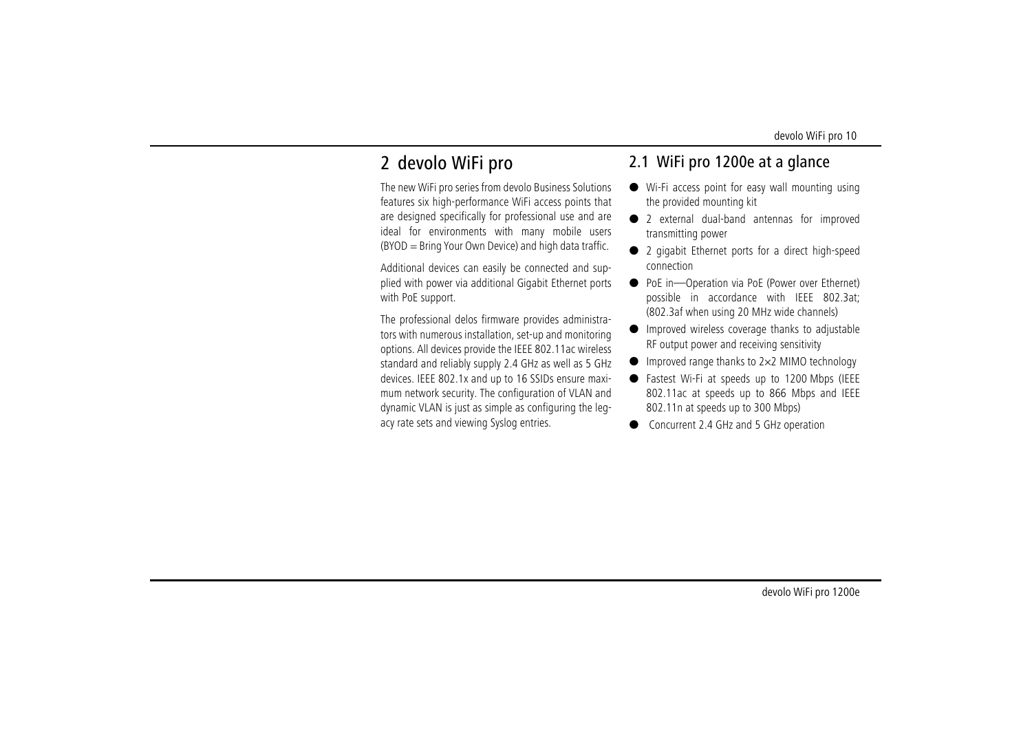# 2 devolo WiFi pro

The new WiFi pro series from devolo Business Solutions features six high-performance WiFi access points that are designed specifically for professional use and are ideal for environments with many mobile users (BYOD = Bring Your Own Device) and high data traffic.

Additional devices can easily be connected and supplied with power via additional Gigabit Ethernet ports with PoE support.

The professional delos firmware provides administrators with numerous installation, set-up and monitoring options. All devices provide the IEEE 802.11ac wireless standard and reliably supply 2.4 GHz as well as 5 GHz devices. IEEE 802.1x and up to 16 SSIDs ensure maximum network security. The configuration of VLAN and dynamic VLAN is just as simple as configuring the legacy rate sets and viewing Syslog entries.

## 2.1 WiFi pro 1200e at a glance

- Wi-Fi access point for easy wall mounting using the provided mounting kit
- 2 external dual-band antennas for improved transmitting power
- 2 gigabit Ethernet ports for a direct high-speed connection
- PoE in—Operation via PoE (Power over Ethernet) possible in accordance with IEEE 802.3at; (802.3af when using 20 MHz wide channels)
- Improved wireless coverage thanks to adjustable RF output power and receiving sensitivity
- Improved range thanks to 2×2 MIMO technology
- Fastest Wi-Fi at speeds up to 1200 Mbps (IEEE 802.11ac at speeds up to 866 Mbps and IEEE 802.11n at speeds up to 300 Mbps)
- Concurrent 2.4 GHz and 5 GHz operation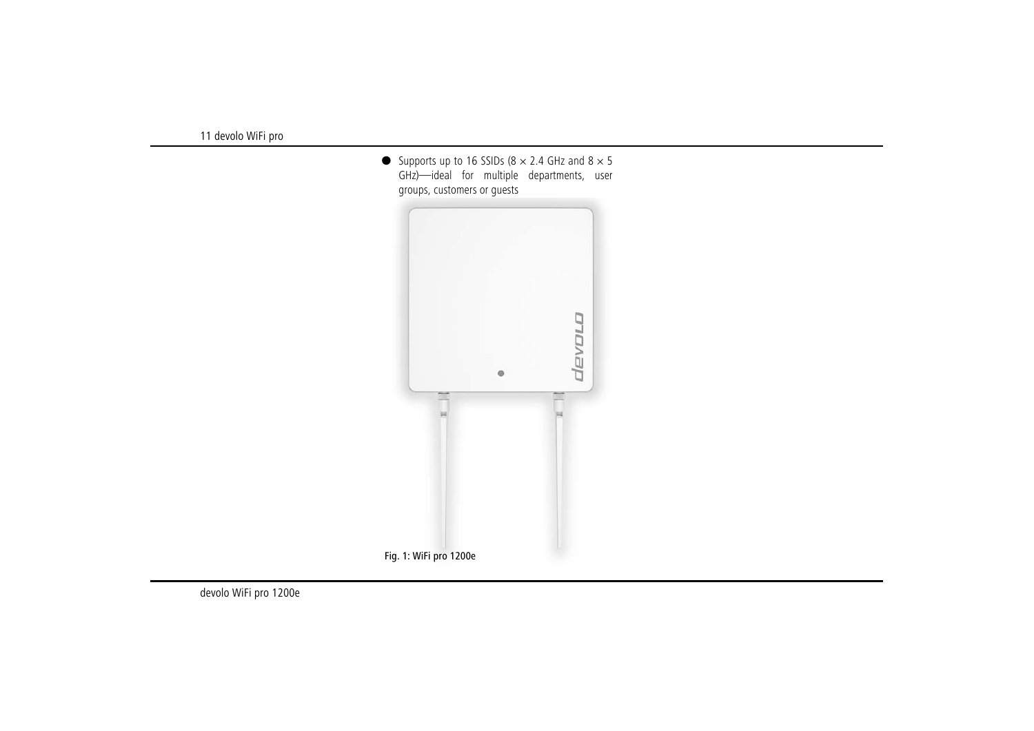- Supports up to 16 SSIDs (8 × 2.4 GHz and 8 × 5 GHz)—ideal for multiple departments, user groups, customers or guests

Fig. 1: WiFi pro 1200e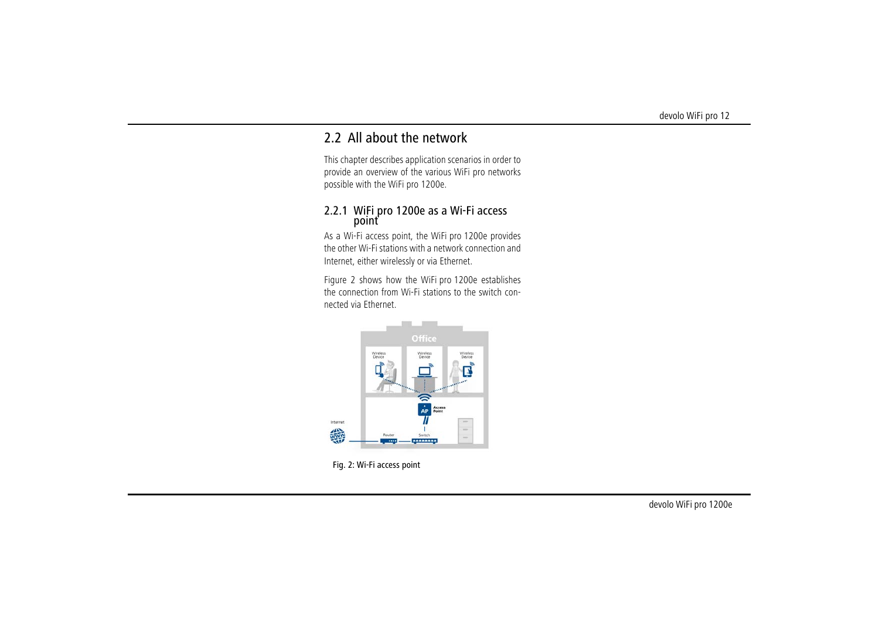## 2.2 All about the network

This chapter describes application scenarios in order to provide an overview of the various WiFi pro networks possible with the WiFi pro 1200e.

### 2.2.1 WiFi pro 1200e as a Wi-Fi access point

As a Wi-Fi access point, the WiFi pro 1200e provides the other Wi-Fi stations with a network connection and Internet, either wirelessly or via Ethernet.

Figure 2 shows how the WiFi pro 1200e establishes the connection from Wi-Fi stations to the switch connected via Ethernet.

Fig. 2: Wi-Fi access point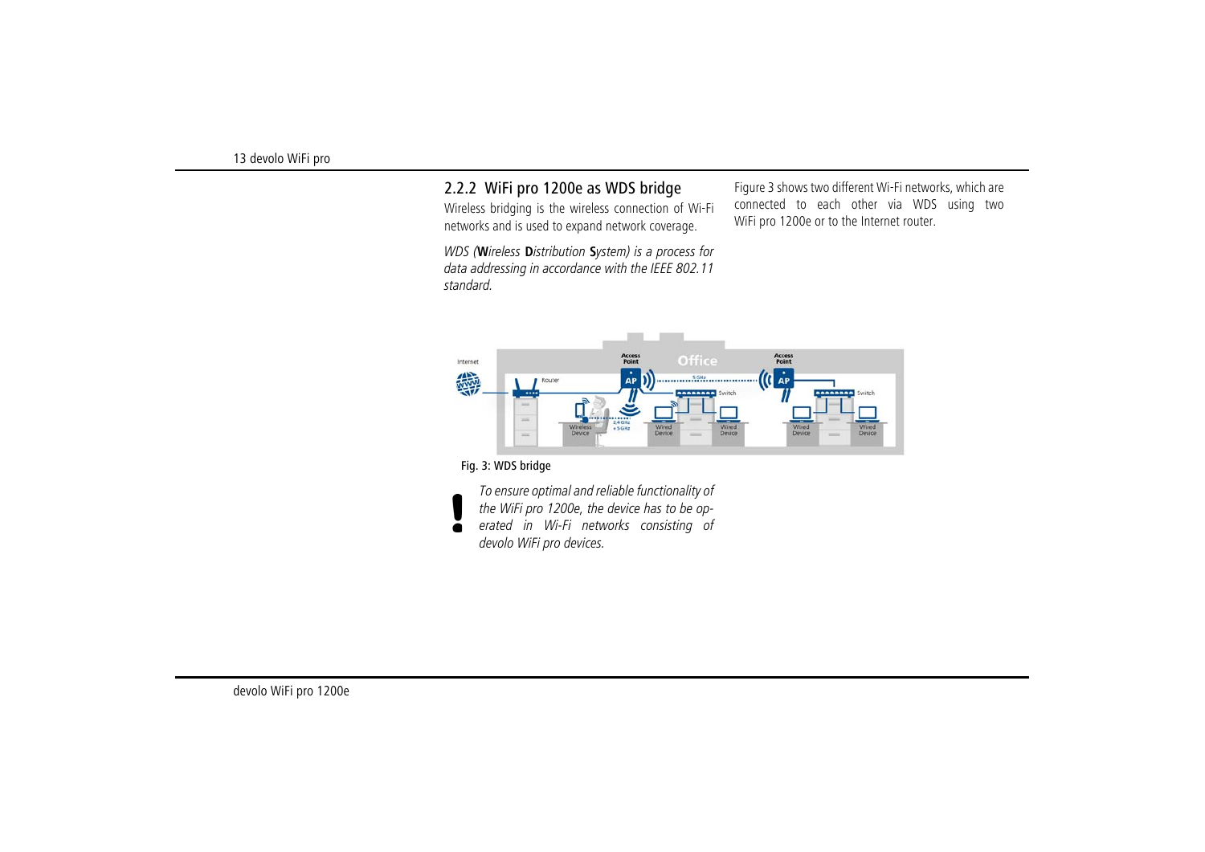## 2.2.2 WiFi pro 1200e as WDS bridge

Wireless bridging is the wireless connection of Wi-Fi networks and is used to expand network coverage.

*WDS (**W**ireless **D**istribution **S**ystem) is a process for data addressing in accordance with the IEEE 802.11 standard.*

Figure 3 shows two different Wi-Fi networks, which are connected to each other via WDS using two WiFi pro 1200e or to the Internet router.

Fig. 3: WDS bridge

*To ensure optimal and reliable functionality of the WiFi pro 1200e, the device has to be operated in Wi-Fi networks consisting of devolo WiFi pro devices.*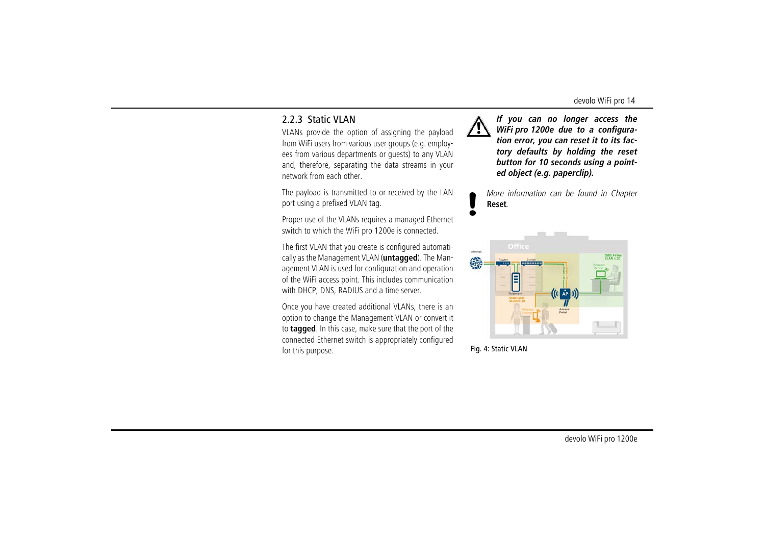### 2.2.3 Static VLAN

VLANs provide the option of assigning the payload from WiFi users from various user groups (e.g. employees from various departments or guests) to any VLAN and, therefore, separating the data streams in your network from each other.

The payload is transmitted to or received by the LAN port using a prefixed VLAN tag.

Proper use of the VLANs requires a managed Ethernet switch to which the WiFi pro 1200e is connected.

The first VLAN that you create is configured automatically as the Management VLAN (**untagged**). The Management VLAN is used for configuration and operation of the WiFi access point. This includes communication with DHCP, DNS, RADIUS and a time server.

Once you have created additional VLANs, there is an option to change the Management VLAN or convert it to **tagged**. In this case, make sure that the port of the connected Ethernet switch is appropriately configured for this purpose.

***If you can no longer access the WiFi pro 1200e due to a configuration error, you can reset it to its factory defaults by holding the reset button for 10 seconds using a pointed object (e.g. paperclip).***

*More information can be found in Chapter* **Reset**.

Fig. 4: Static VLAN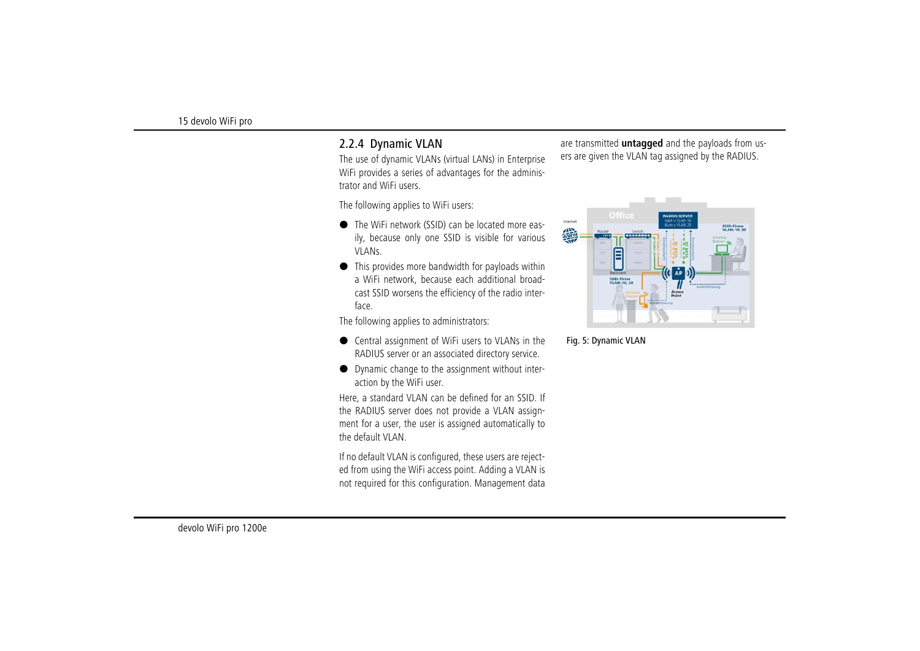## 2.2.4 Dynamic VLAN

The use of dynamic VLANs (virtual LANs) in Enterprise WiFi provides a series of advantages for the administrator and WiFi users.

The following applies to WiFi users:

- The WiFi network (SSID) can be located more easily, because only one SSID is visible for various VLANs.
- This provides more bandwidth for payloads within a WiFi network, because each additional broadcast SSID worsens the efficiency of the radio interface.

The following applies to administrators:

- Central assignment of WiFi users to VLANs in the RADIUS server or an associated directory service.
- Dynamic change to the assignment without interaction by the WiFi user.

Here, a standard VLAN can be defined for an SSID. If the RADIUS server does not provide a VLAN assignment for a user, the user is assigned automatically to the default VLAN.

If no default VLAN is configured, these users are rejected from using the WiFi access point. Adding a VLAN is not required for this configuration. Management data are transmitted **untagged** and the payloads from users are given the VLAN tag assigned by the RADIUS.

Fig. 5: Dynamic VLAN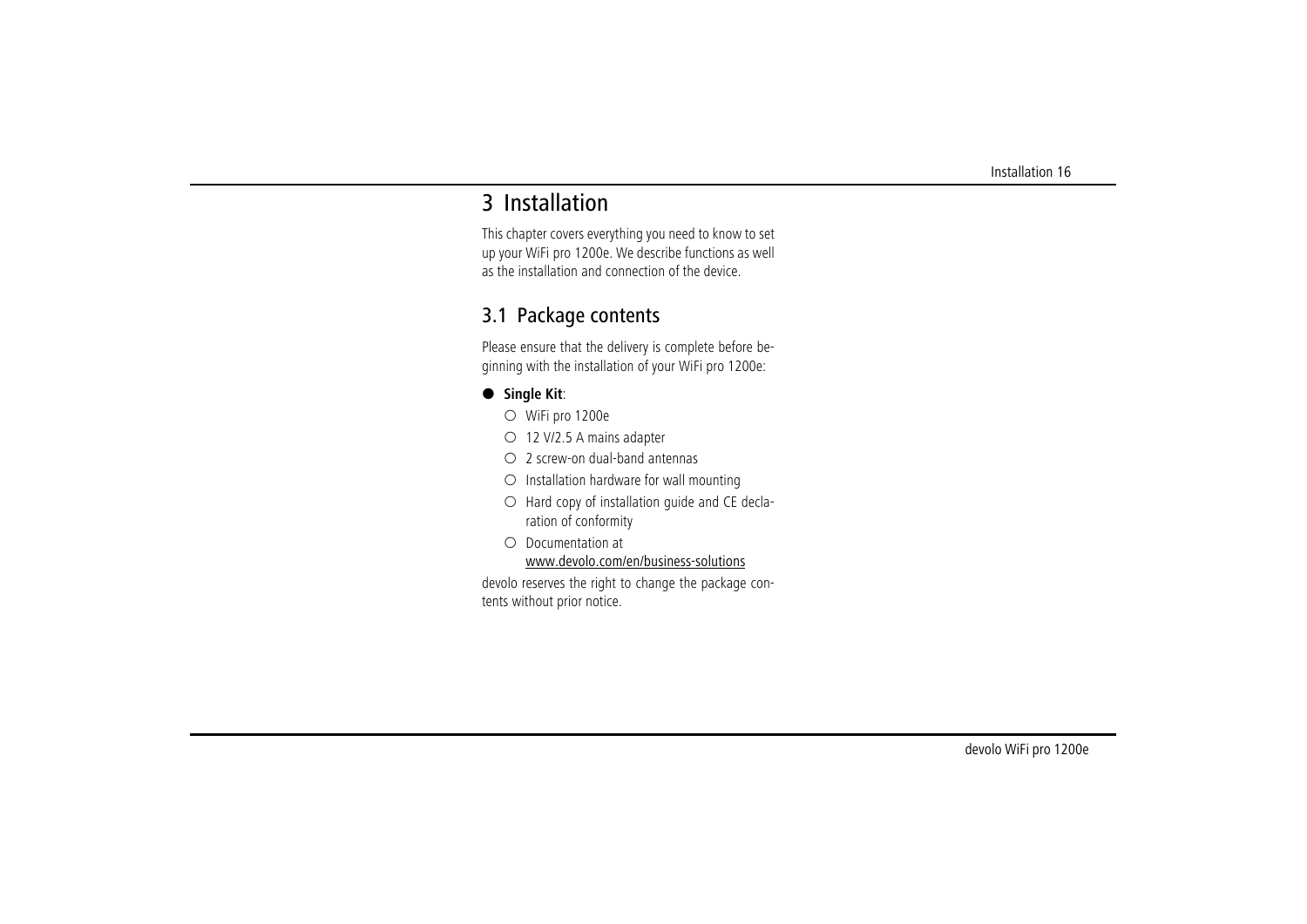# 3 Installation

This chapter covers everything you need to know to set up your WiFi pro 1200e. We describe functions as well as the installation and connection of the device.

## 3.1 Package contents

Please ensure that the delivery is complete before beginning with the installation of your WiFi pro 1200e:

- **Single Kit**:
  - WiFi pro 1200e
  - 12 V/2.5 A mains adapter
  - 2 screw-on dual-band antennas
  - Installation hardware for wall mounting
  - Hard copy of installation guide and CE declaration of conformity
  - Documentation at www.devolo.com/en/business-solutions

devolo reserves the right to change the package contents without prior notice.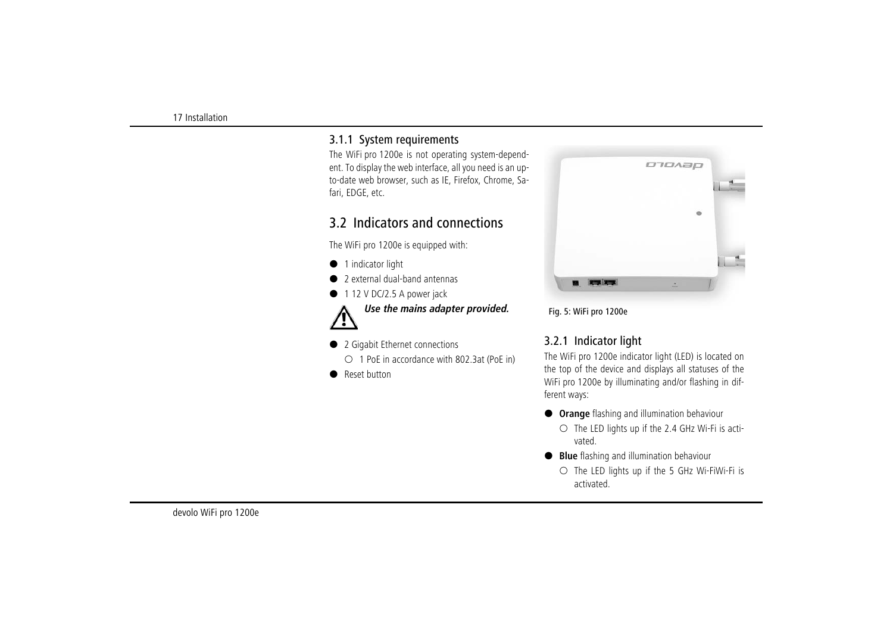### 3.1.1 System requirements

The WiFi pro 1200e is not operating system-dependent. To display the web interface, all you need is an up-to-date web browser, such as IE, Firefox, Chrome, Safari, EDGE, etc.

## 3.2 Indicators and connections

The WiFi pro 1200e is equipped with:

- 1 indicator light
- 2 external dual-band antennas
- 1 12 V DC/2.5 A power jack

***Use the mains adapter provided.***

- 2 Gigabit Ethernet connections
  - 1 PoE in accordance with 802.3at (PoE in)
- Reset button

Fig. 5: WiFi pro 1200e

### 3.2.1 Indicator light

The WiFi pro 1200e indicator light (LED) is located on the top of the device and displays all statuses of the WiFi pro 1200e by illuminating and/or flashing in different ways:

- **Orange** flashing and illumination behaviour
  - The LED lights up if the 2.4 GHz Wi-Fi is activated.
- **Blue** flashing and illumination behaviour
  - The LED lights up if the 5 GHz Wi-FiWi-Fi is activated.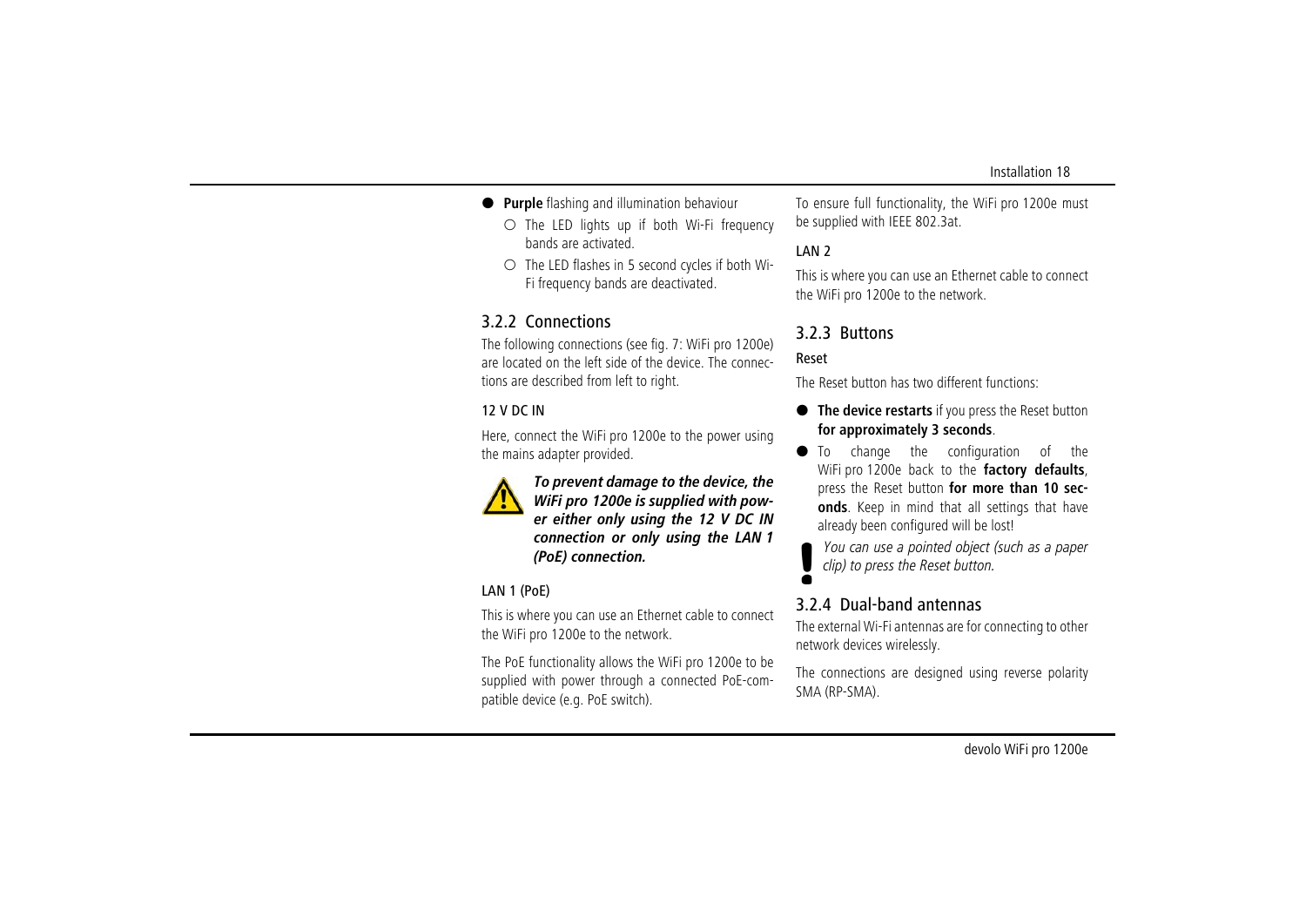- **Purple** flashing and illumination behaviour
  - The LED lights up if both Wi-Fi frequency bands are activated.
  - The LED flashes in 5 second cycles if both Wi-Fi frequency bands are deactivated.

### 3.2.2 Connections

The following connections (see fig. 7: WiFi pro 1200e) are located on the left side of the device. The connections are described from left to right.

#### 12 V DC IN

Here, connect the WiFi pro 1200e to the power using the mains adapter provided.

***To prevent damage to the device, the WiFi pro 1200e is supplied with power either only using the 12 V DC IN connection or only using the LAN 1 (PoE) connection.***

#### LAN 1 (PoE)

This is where you can use an Ethernet cable to connect the WiFi pro 1200e to the network.

The PoE functionality allows the WiFi pro 1200e to be supplied with power through a connected PoE-compatible device (e.g. PoE switch).

To ensure full functionality, the WiFi pro 1200e must be supplied with IEEE 802.3at.

#### LAN 2

This is where you can use an Ethernet cable to connect the WiFi pro 1200e to the network.

### 3.2.3 Buttons

#### Reset

The Reset button has two different functions:

- **The device restarts** if you press the Reset button **for approximately 3 seconds**.
- To change the configuration of the WiFi pro 1200e back to the **factory defaults**, press the Reset button **for more than 10 seconds**. Keep in mind that all settings that have already been configured will be lost!

*You can use a pointed object (such as a paper clip) to press the Reset button.*

### 3.2.4 Dual-band antennas

The external Wi-Fi antennas are for connecting to other network devices wirelessly.

The connections are designed using reverse polarity SMA (RP-SMA).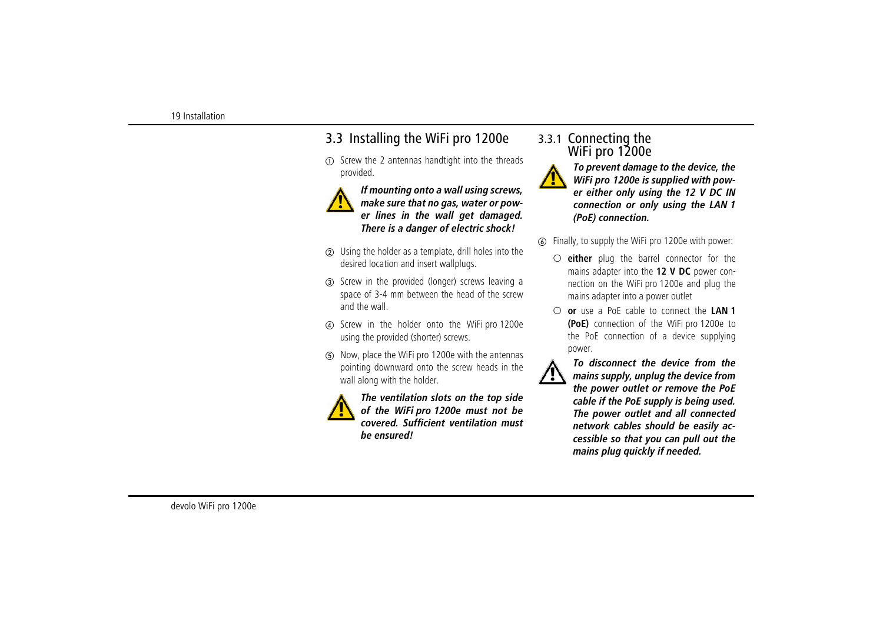## 3.3 Installing the WiFi pro 1200e

① Screw the 2 antennas handtight into the threads provided.

***If mounting onto a wall using screws, make sure that no gas, water or power lines in the wall get damaged. There is a danger of electric shock!***

② Using the holder as a template, drill holes into the desired location and insert wallplugs.

③ Screw in the provided (longer) screws leaving a space of 3-4 mm between the head of the screw and the wall.

④ Screw in the holder onto the WiFi pro 1200e using the provided (shorter) screws.

⑤ Now, place the WiFi pro 1200e with the antennas pointing downward onto the screw heads in the wall along with the holder.

***The ventilation slots on the top side of the WiFi pro 1200e must not be covered. Sufficient ventilation must be ensured!***

### 3.3.1 Connecting the WiFi pro 1200e

***To prevent damage to the device, the WiFi pro 1200e is supplied with power either only using the 12 V DC IN connection or only using the LAN 1 (PoE) connection.***

⑥ Finally, to supply the WiFi pro 1200e with power:

- **either** plug the barrel connector for the mains adapter into the **12 V DC** power connection on the WiFi pro 1200e and plug the mains adapter into a power outlet
- **or** use a PoE cable to connect the **LAN 1 (PoE)** connection of the WiFi pro 1200e to the PoE connection of a device supplying power.

***To disconnect the device from the mains supply, unplug the device from the power outlet or remove the PoE cable if the PoE supply is being used. The power outlet and all connected network cables should be easily accessible so that you can pull out the mains plug quickly if needed.***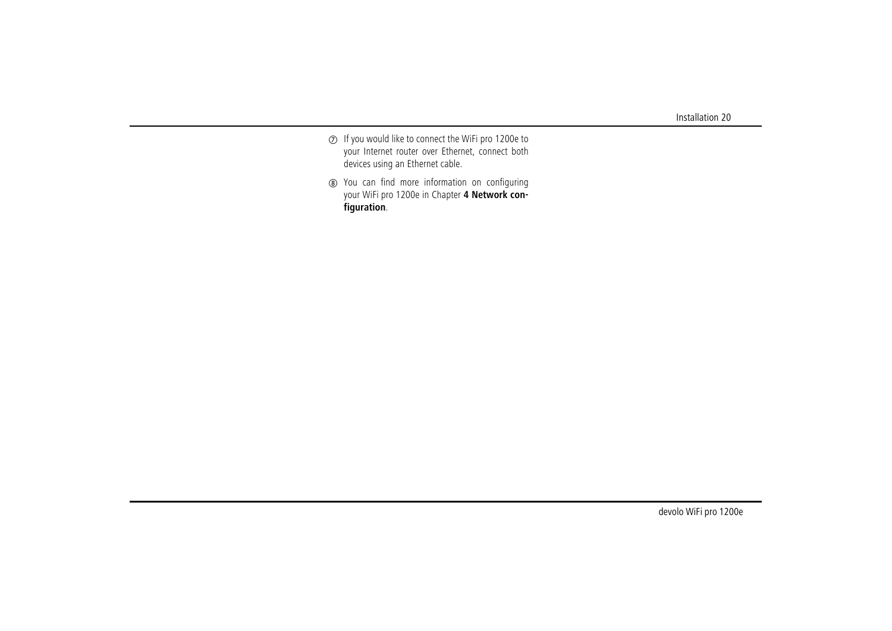⑦ If you would like to connect the WiFi pro 1200e to your Internet router over Ethernet, connect both devices using an Ethernet cable.

⑧ You can find more information on configuring your WiFi pro 1200e in Chapter **4 Network configuration**.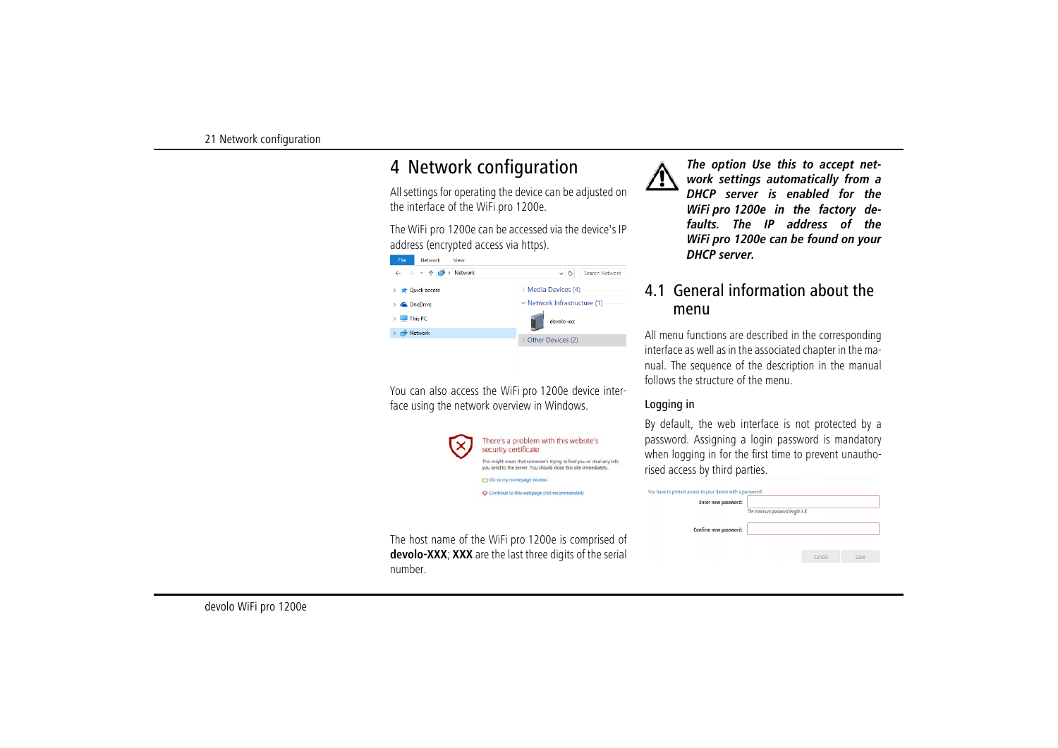// Wait, per rules the transcription wrapper must contain only content.

# 4 Network configuration

All settings for operating the device can be adjusted on the interface of the WiFi pro 1200e.

The WiFi pro 1200e can be accessed via the device's IP address (encrypted access via https).

You can also access the WiFi pro 1200e device interface using the network overview in Windows.

The host name of the WiFi pro 1200e is comprised of **devolo-XXX**; **XXX** are the last three digits of the serial number.

***The option Use this to accept network settings automatically from a DHCP server is enabled for the WiFi pro 1200e in the factory defaults. The IP address of the WiFi pro 1200e can be found on your DHCP server.***

## 4.1 General information about the menu

All menu functions are described in the corresponding interface as well as in the associated chapter in the manual. The sequence of the description in the manual follows the structure of the menu.

### Logging in

By default, the web interface is not protected by a password. Assigning a login password is mandatory when logging in for the first time to prevent unauthorised access by third parties.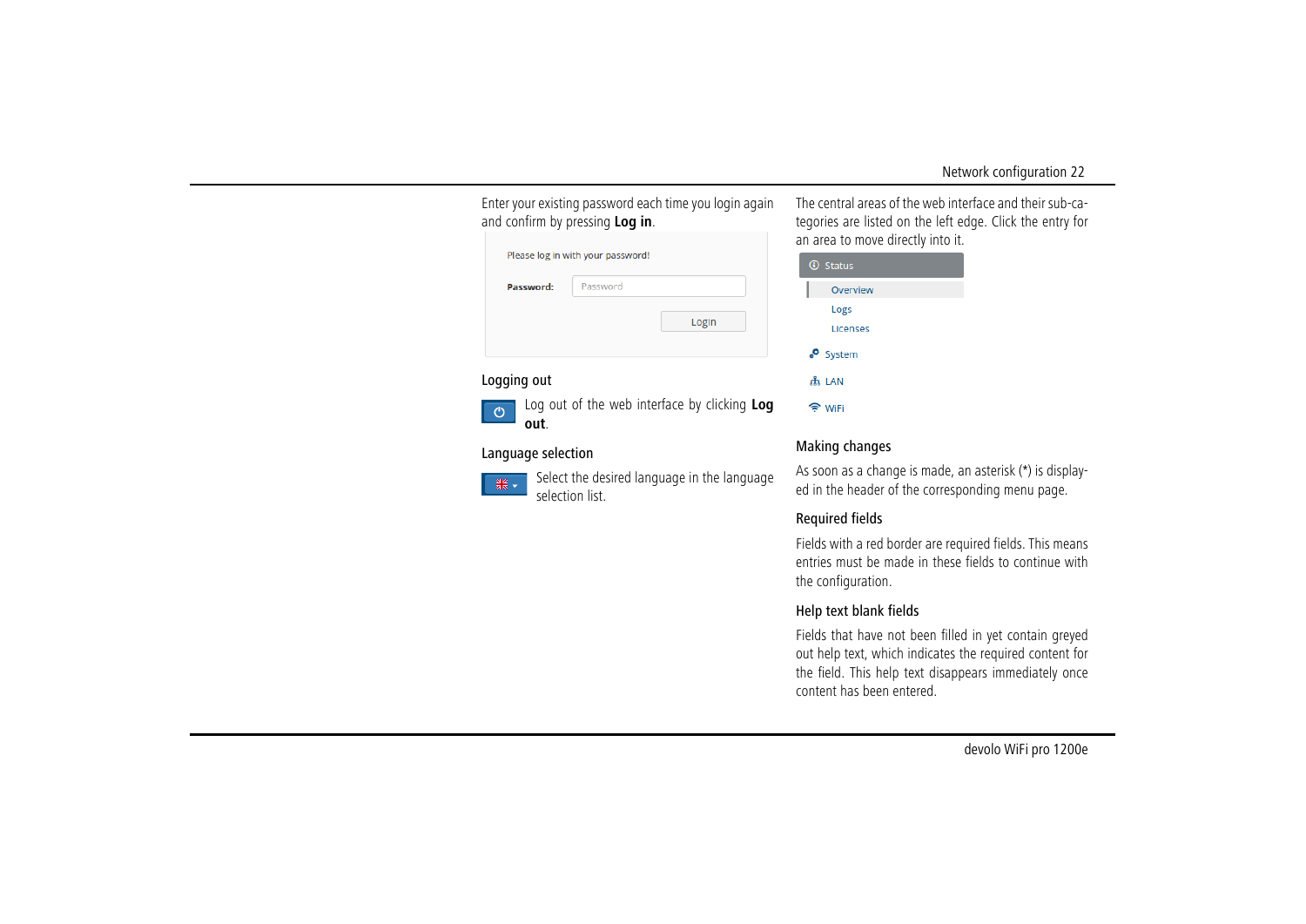Enter your existing password each time you login again and confirm by pressing **Log in**.

Please log in with your password!

**Password:** Password

Login

### Logging out

Log out of the web interface by clicking **Log out**.

### Language selection

Select the desired language in the language selection list.

The central areas of the web interface and their sub-categories are listed on the left edge. Click the entry for an area to move directly into it.

- Status
  - Overview
  - Logs
  - Licenses
- System
- LAN
- WiFi

### Making changes

As soon as a change is made, an asterisk (*) is displayed in the header of the corresponding menu page.

### Required fields

Fields with a red border are required fields. This means entries must be made in these fields to continue with the configuration.

### Help text blank fields

Fields that have not been filled in yet contain greyed out help text, which indicates the required content for the field. This help text disappears immediately once content has been entered.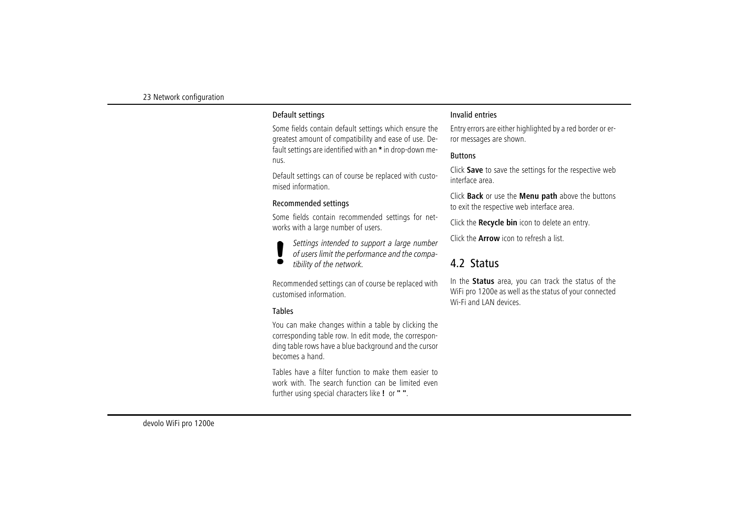#### Default settings

Some fields contain default settings which ensure the greatest amount of compatibility and ease of use. Default settings are identified with an **\*** in drop-down menus.

Default settings can of course be replaced with customised information.

#### Recommended settings

Some fields contain recommended settings for networks with a large number of users.

> **!** *Settings intended to support a large number of users limit the performance and the compatibility of the network.*

Recommended settings can of course be replaced with customised information.

#### Tables

You can make changes within a table by clicking the corresponding table row. In edit mode, the corresponding table rows have a blue background and the cursor becomes a hand.

Tables have a filter function to make them easier to work with. The search function can be limited even further using special characters like **!** or **" "**.

#### Invalid entries

Entry errors are either highlighted by a red border or error messages are shown.

#### Buttons

Click **Save** to save the settings for the respective web interface area.

Click **Back** or use the **Menu path** above the buttons to exit the respective web interface area.

Click the **Recycle bin** icon to delete an entry.

Click the **Arrow** icon to refresh a list.

## 4.2 Status

In the **Status** area, you can track the status of the WiFi pro 1200e as well as the status of your connected Wi-Fi and LAN devices.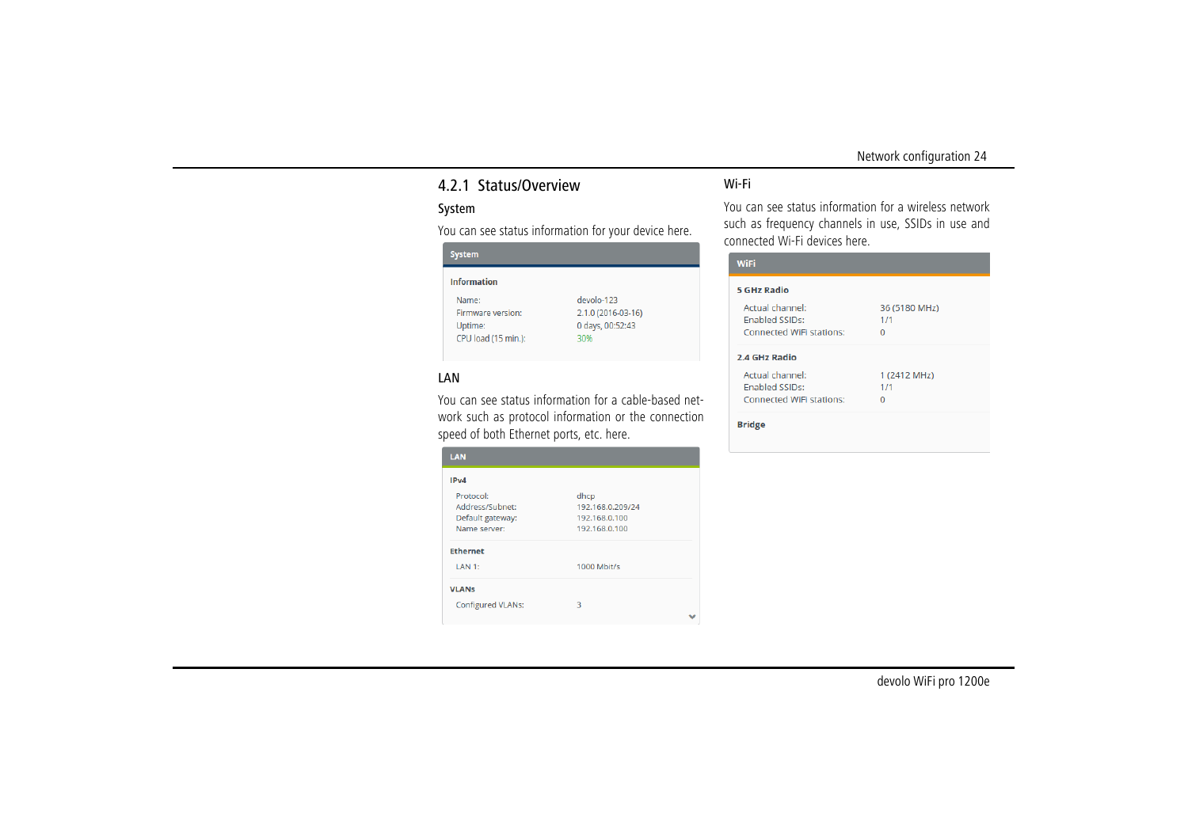### 4.2.1 Status/Overview

#### System

You can see status information for your device here.

**System**

**Information**

| | |
|---|---|
| Name: | devolo-123 |
| Firmware version: | 2.1.0 (2016-03-16) |
| Uptime: | 0 days, 00:52:43 |
| CPU load (15 min.): | 30% |

#### LAN

You can see status information for a cable-based network such as protocol information or the connection speed of both Ethernet ports, etc. here.

**LAN**

**IPv4**

| | |
|---|---|
| Protocol: | dhcp |
| Address/Subnet: | 192.168.0.209/24 |
| Default gateway: | 192.168.0.100 |
| Name server: | 192.168.0.100 |

**Ethernet**

| | |
|---|---|
| LAN 1: | 1000 Mbit/s |

**VLANs**

| | |
|---|---|
| Configured VLANs: | 3 |

#### Wi-Fi

You can see status information for a wireless network such as frequency channels in use, SSIDs in use and connected Wi-Fi devices here.

**WiFi**

**5 GHz Radio**

| | |
|---|---|
| Actual channel: | 36 (5180 MHz) |
| Enabled SSIDs: | 1/1 |
| Connected WiFi stations: | 0 |

**2.4 GHz Radio**

| | |
|---|---|
| Actual channel: | 1 (2412 MHz) |
| Enabled SSIDs: | 1/1 |
| Connected WiFi stations: | 0 |

**Bridge**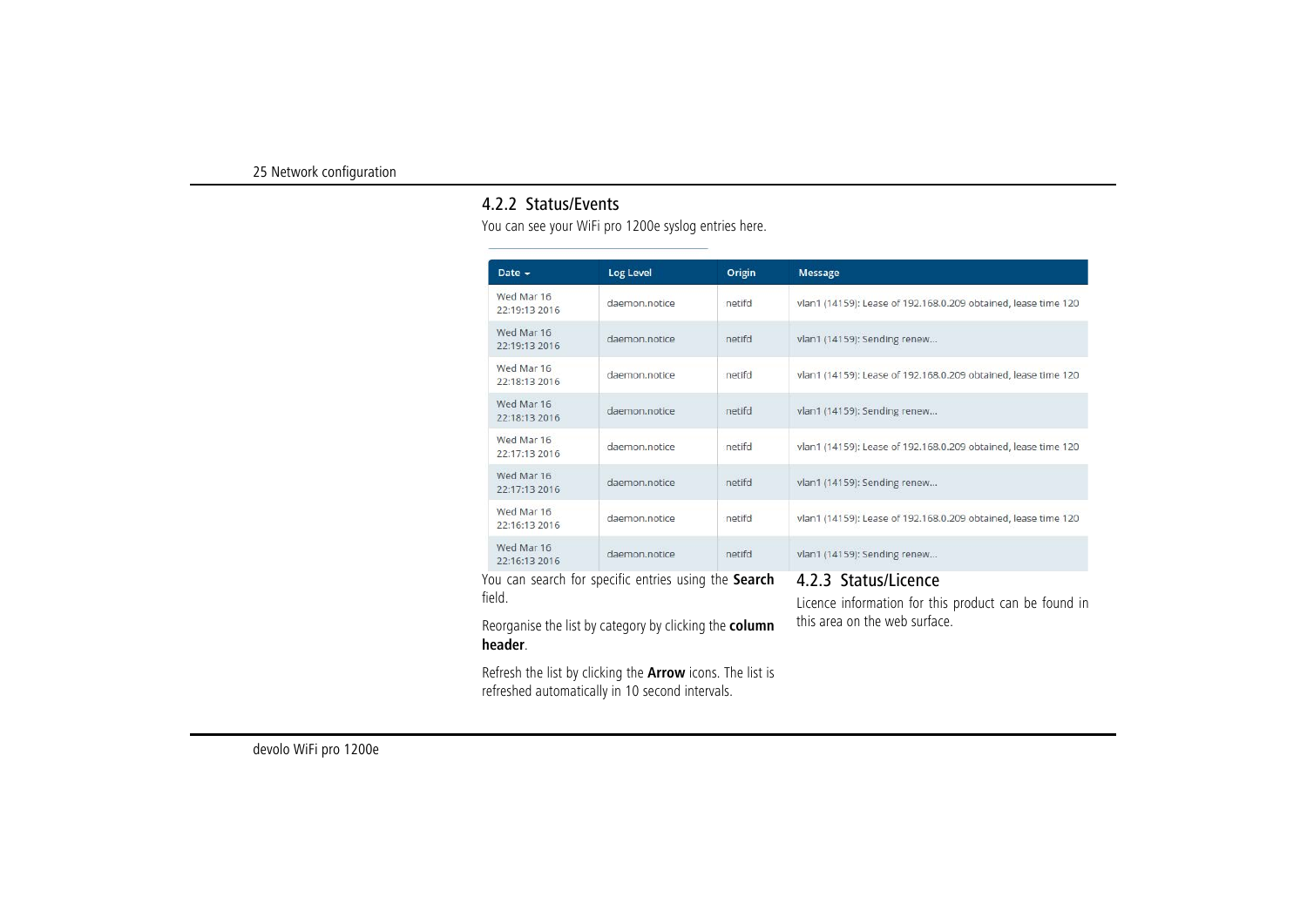### 4.2.2 Status/Events

You can see your WiFi pro 1200e syslog entries here.

| Date ▾ | Log Level | Origin | Message |
|---|---|---|---|
| Wed Mar 16 22:19:13 2016 | daemon.notice | netifd | vlan1 (14159): Lease of 192.168.0.209 obtained, lease time 120 |
| Wed Mar 16 22:19:13 2016 | daemon.notice | netifd | vlan1 (14159): Sending renew... |
| Wed Mar 16 22:18:13 2016 | daemon.notice | netifd | vlan1 (14159): Lease of 192.168.0.209 obtained, lease time 120 |
| Wed Mar 16 22:18:13 2016 | daemon.notice | netifd | vlan1 (14159): Sending renew... |
| Wed Mar 16 22:17:13 2016 | daemon.notice | netifd | vlan1 (14159): Lease of 192.168.0.209 obtained, lease time 120 |
| Wed Mar 16 22:17:13 2016 | daemon.notice | netifd | vlan1 (14159): Sending renew... |
| Wed Mar 16 22:16:13 2016 | daemon.notice | netifd | vlan1 (14159): Lease of 192.168.0.209 obtained, lease time 120 |
| Wed Mar 16 22:16:13 2016 | daemon.notice | netifd | vlan1 (14159): Sending renew... |

You can search for specific entries using the **Search** field.

Reorganise the list by category by clicking the **column header**.

Refresh the list by clicking the **Arrow** icons. The list is refreshed automatically in 10 second intervals.

### 4.2.3 Status/Licence

Licence information for this product can be found in this area on the web surface.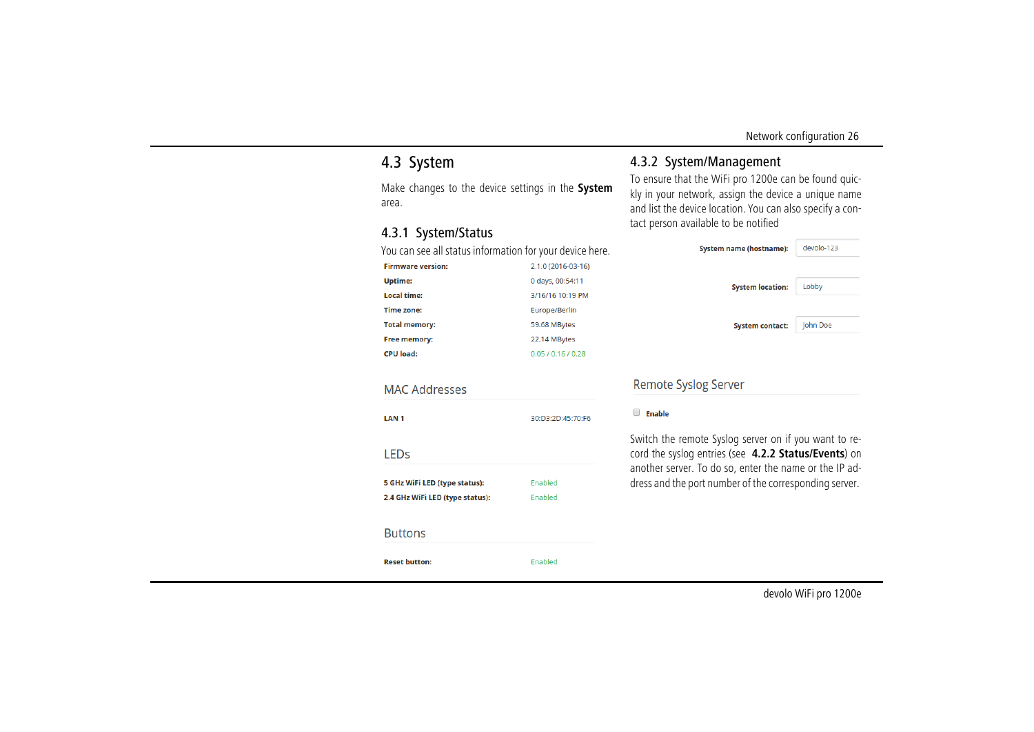## 4.3 System

Make changes to the device settings in the **System** area.

### 4.3.1 System/Status

You can see all status information for your device here.

| | |
|---|---|
| **Firmware version:** | 2.1.0 (2016-03-16) |
| **Uptime:** | 0 days, 00:54:11 |
| **Local time:** | 3/16/16 10:19 PM |
| **Time zone:** | Europe/Berlin |
| **Total memory:** | 59.68 MBytes |
| **Free memory:** | 22.14 MBytes |
| **CPU load:** | 0.05 / 0.16 / 0.28 |

MAC Addresses

| | |
|---|---|
| **LAN 1** | 30:D3:2D:45:70:F6 |

LEDs

| | |
|---|---|
| **5 GHz WiFi LED (type status):** | Enabled |
| **2.4 GHz WiFi LED (type status):** | Enabled |

Buttons

| | |
|---|---|
| **Reset button:** | Enabled |

### 4.3.2 System/Management

To ensure that the WiFi pro 1200e can be found quickly in your network, assign the device a unique name and list the device location. You can also specify a contact person available to be notified

| | |
|---|---|
| **System name (hostname):** | devolo-123 |
| **System location:** | Lobby |
| **System contact:** | John Doe |

Remote Syslog Server

☐ **Enable**

Switch the remote Syslog server on if you want to record the syslog entries (see **4.2.2 Status/Events**) on another server. To do so, enter the name or the IP address and the port number of the corresponding server.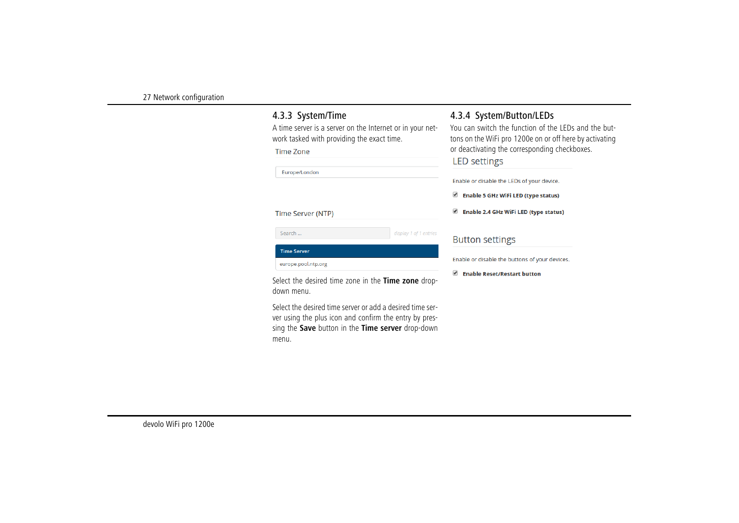### 4.3.3 System/Time

A time server is a server on the Internet or in your network tasked with providing the exact time.

Time Zone

Europe/London

Time Server (NTP)

Search ... display 1 of 1 entries

| Time Server |
|---|
| europe.pool.ntp.org |

Select the desired time zone in the **Time zone** drop-down menu.

Select the desired time server or add a desired time server using the plus icon and confirm the entry by pressing the **Save** button in the **Time server** drop-down menu.

### 4.3.4 System/Button/LEDs

You can switch the function of the LEDs and the buttons on the WiFi pro 1200e on or off here by activating or deactivating the corresponding checkboxes.

LED settings

Enable or disable the LEDs of your device.

- [x] **Enable 5 GHz WiFi LED (type status)**
- [x] **Enable 2.4 GHz WiFi LED (type status)**

Button settings

Enable or disable the buttons of your devices.

- [x] **Enable Reset/Restart button**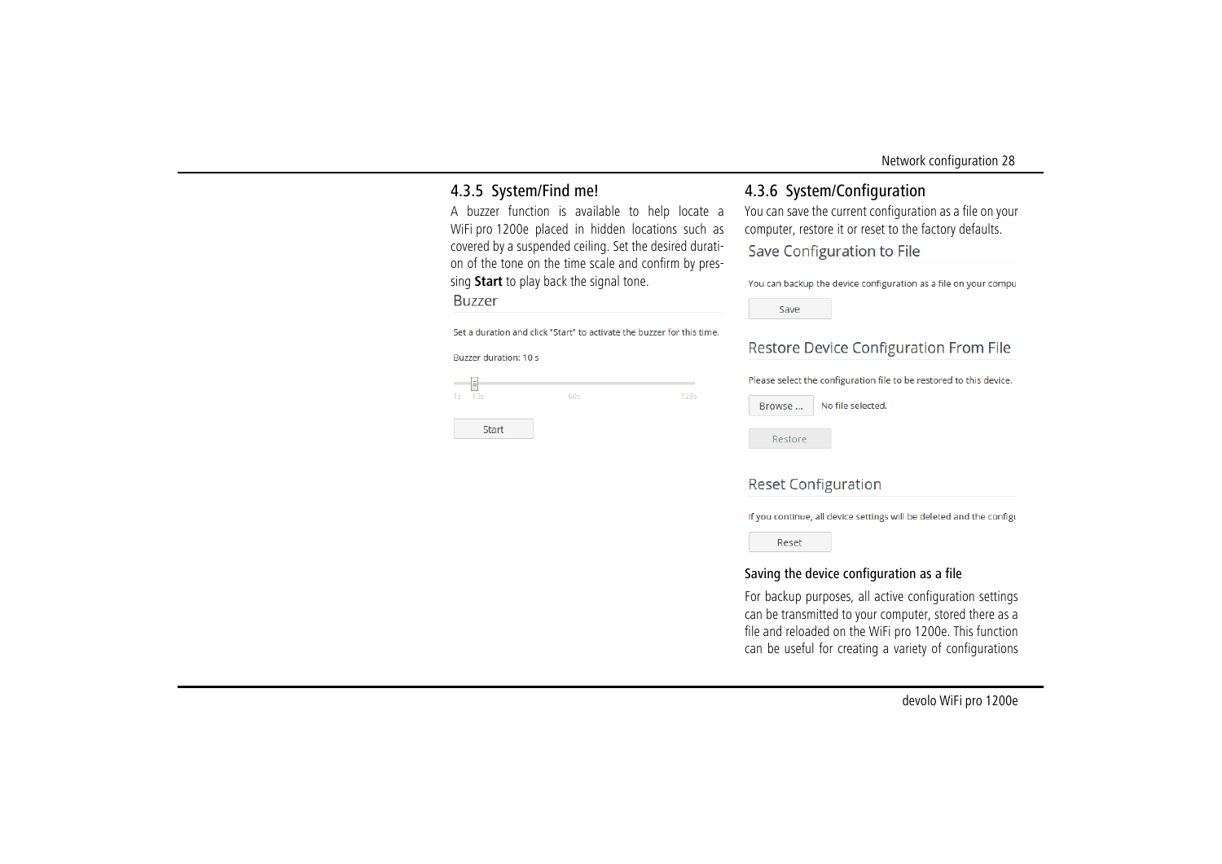### 4.3.5 System/Find me!

A buzzer function is available to help locate a WiFi pro 1200e placed in hidden locations such as covered by a suspended ceiling. Set the desired duration of the tone on the time scale and confirm by pressing **Start** to play back the signal tone.

Buzzer

Set a duration and click "Start" to activate the buzzer for this time.

Buzzer duration: 10 s

1s 10s 60s 120s

Start

### 4.3.6 System/Configuration

You can save the current configuration as a file on your computer, restore it or reset to the factory defaults.

Save Configuration to File

You can backup the device configuration as a file on your compu

Save

Restore Device Configuration From File

Please select the configuration file to be restored to this device.

Browse ... No file selected.

Restore

Reset Configuration

If you continue, all device settings will be deleted and the configu

Reset

#### Saving the device configuration as a file

For backup purposes, all active configuration settings can be transmitted to your computer, stored there as a file and reloaded on the WiFi pro 1200e. This function can be useful for creating a variety of configurations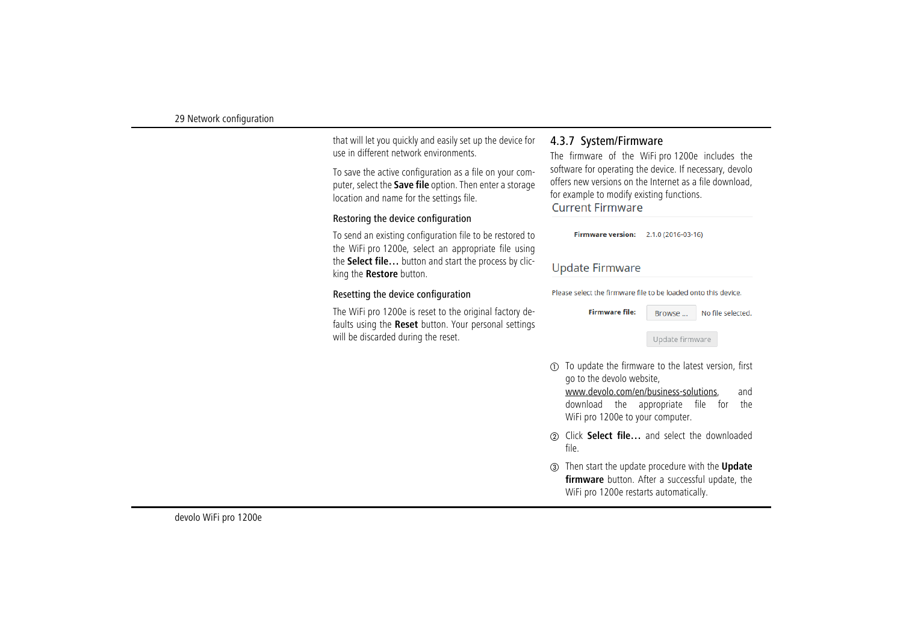that will let you quickly and easily set up the device for use in different network environments.

To save the active configuration as a file on your computer, select the **Save file** option. Then enter a storage location and name for the settings file.

#### Restoring the device configuration

To send an existing configuration file to be restored to the WiFi pro 1200e, select an appropriate file using the **Select file…** button and start the process by clicking the **Restore** button.

#### Resetting the device configuration

The WiFi pro 1200e is reset to the original factory defaults using the **Reset** button. Your personal settings will be discarded during the reset.

### 4.3.7 System/Firmware

The firmware of the WiFi pro 1200e includes the software for operating the device. If necessary, devolo offers new versions on the Internet as a file download, for example to modify existing functions.

Current Firmware

**Firmware version:** 2.1.0 (2016-03-16)

Update Firmware

Please select the firmware file to be loaded onto this device.

**Firmware file:** Browse ... No file selected.

Update firmware

① To update the firmware to the latest version, first go to the devolo website, www.devolo.com/en/business-solutions, and download the appropriate file for the WiFi pro 1200e to your computer.

② Click **Select file…** and select the downloaded file.

③ Then start the update procedure with the **Update firmware** button. After a successful update, the WiFi pro 1200e restarts automatically.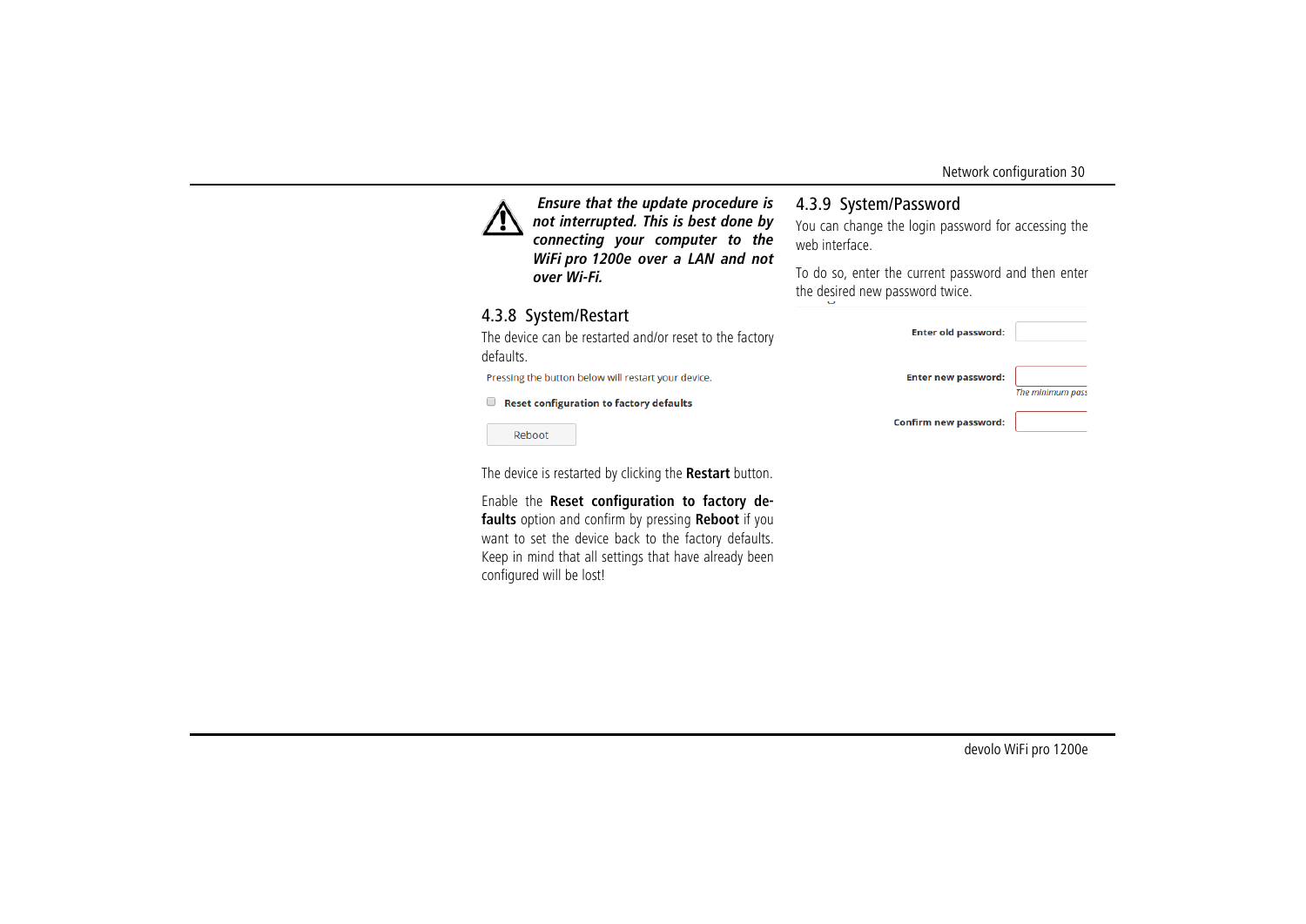***Ensure that the update procedure is not interrupted. This is best done by connecting your computer to the WiFi pro 1200e over a LAN and not over Wi-Fi.***

### 4.3.8 System/Restart

The device can be restarted and/or reset to the factory defaults.

Pressing the button below will restart your device.

☐ **Reset configuration to factory defaults**

Reboot

The device is restarted by clicking the **Restart** button.

Enable the **Reset configuration to factory defaults** option and confirm by pressing **Reboot** if you want to set the device back to the factory defaults. Keep in mind that all settings that have already been configured will be lost!

### 4.3.9 System/Password

You can change the login password for accessing the web interface.

To do so, enter the current password and then enter the desired new password twice.

**Enter old password:**

**Enter new password:**

*The minimum pass*

**Confirm new password:**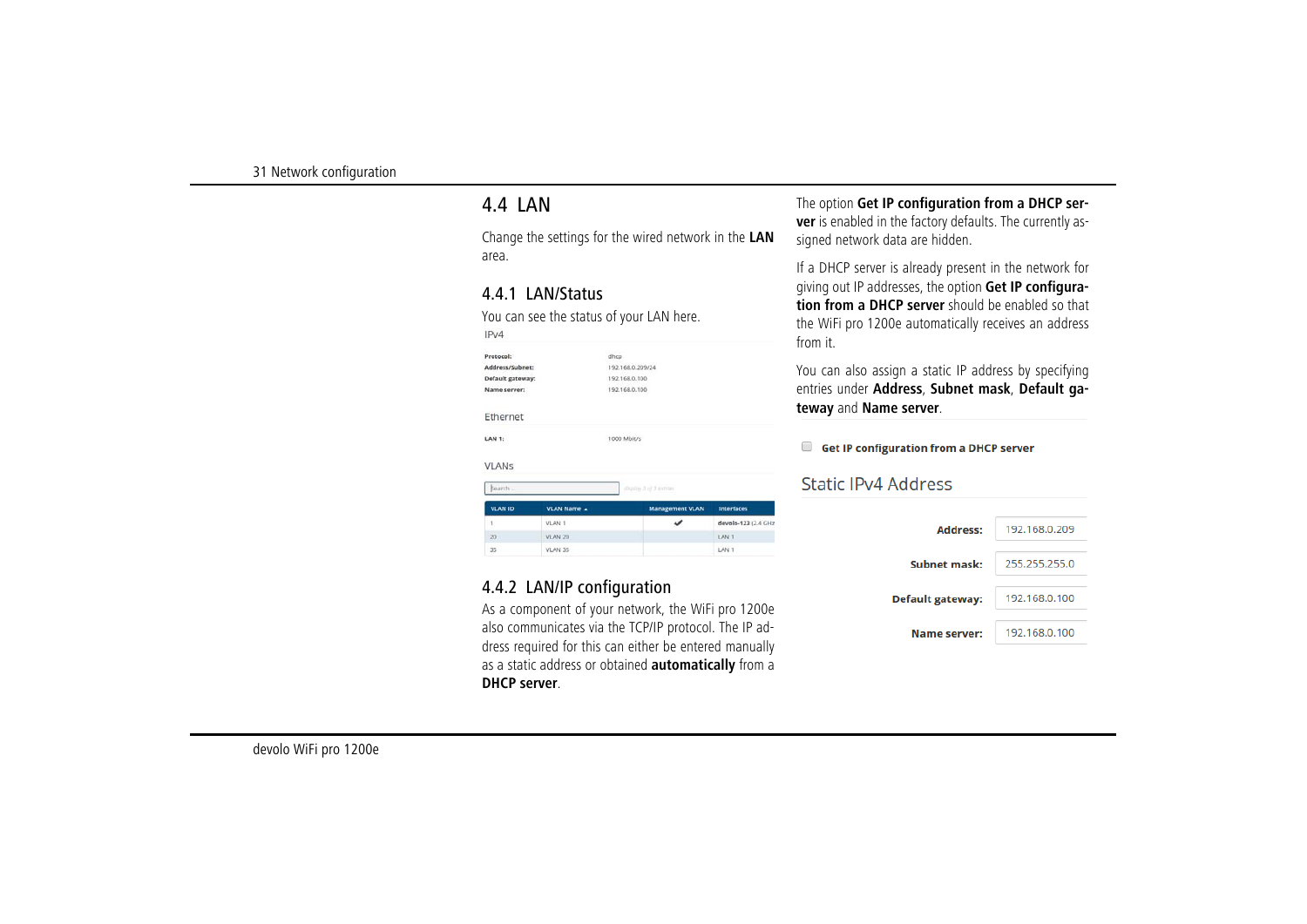## 4.4 LAN

Change the settings for the wired network in the **LAN** area.

### 4.4.1 LAN/Status

You can see the status of your LAN here.

IPv4

| | |
|---|---|
| **Protocol:** | dhcp |
| **Address/Subnet:** | 192.168.0.209/24 |
| **Default gateway:** | 192.168.0.100 |
| **Name server:** | 192.168.0.100 |

Ethernet

| | |
|---|---|
| **LAN 1:** | 1000 Mbit/s |

VLANs

| VLAN ID | VLAN Name | Management VLAN | Interfaces |
|---|---|---|---|
| 1 | VLAN 1 | ✔ | devolo-123 (2.4 GHz |
| 20 | VLAN 20 | | LAN 1 |
| 30 | VLAN 30 | | LAN 1 |

### 4.4.2 LAN/IP configuration

As a component of your network, the WiFi pro 1200e also communicates via the TCP/IP protocol. The IP address required for this can either be entered manually as a static address or obtained **automatically** from a **DHCP server**.

The option **Get IP configuration from a DHCP server** is enabled in the factory defaults. The currently assigned network data are hidden.

If a DHCP server is already present in the network for giving out IP addresses, the option **Get IP configuration from a DHCP server** should be enabled so that the WiFi pro 1200e automatically receives an address from it.

You can also assign a static IP address by specifying entries under **Address**, **Subnet mask**, **Default gateway** and **Name server**.

☐ **Get IP configuration from a DHCP server**

Static IPv4 Address

| | |
|---|---|
| **Address:** | 192.168.0.209 |
| **Subnet mask:** | 255.255.255.0 |
| **Default gateway:** | 192.168.0.100 |
| **Name server:** | 192.168.0.100 |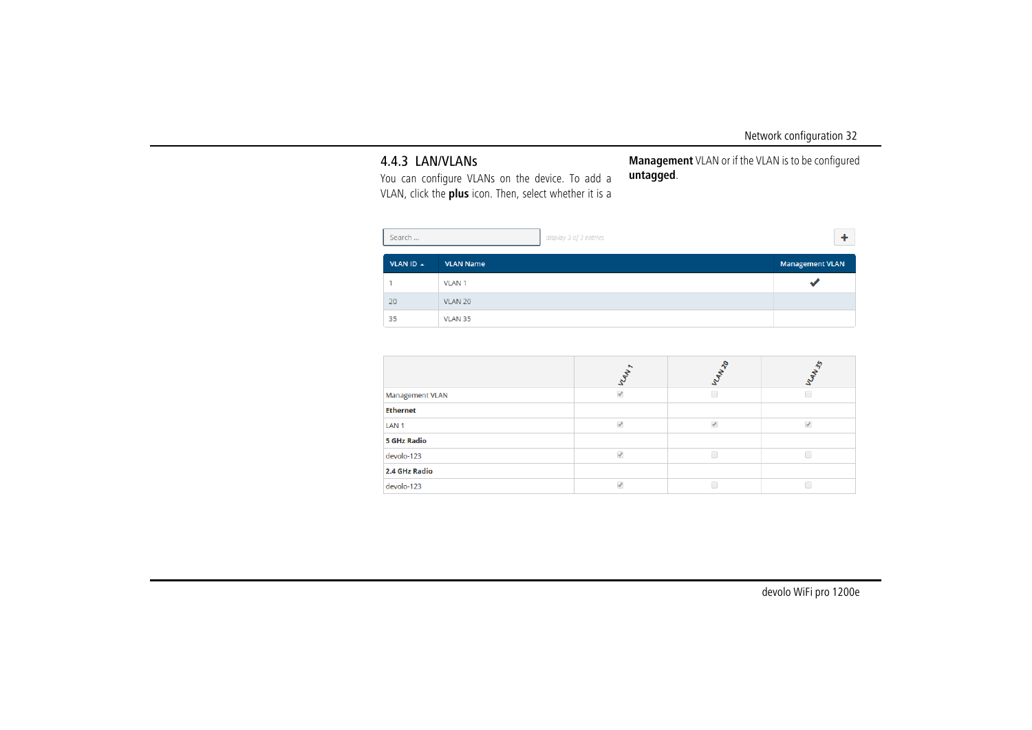### 4.4.3 LAN/VLANs

You can configure VLANs on the device. To add a VLAN, click the **plus** icon. Then, select whether it is a **Management** VLAN or if the VLAN is to be configured **untagged**.

Search ... display 3 of 3 entries +

| VLAN ID ▲ | VLAN Name | Management VLAN |
|---|---|---|
| 1 | VLAN 1 | ✔ |
| 20 | VLAN 20 | |
| 35 | VLAN 35 | |

| | VLAN 1 | VLAN 20 | VLAN 35 |
|---|---|---|---|
| Management VLAN | ☑ | ☐ | ☐ |
| **Ethernet** | | | |
| LAN 1 | ☑ | ☑ | ☑ |
| **5 GHz Radio** | | | |
| devolo-123 | ☑ | ☐ | ☐ |
| **2.4 GHz Radio** | | | |
| devolo-123 | ☑ | ☐ | ☐ |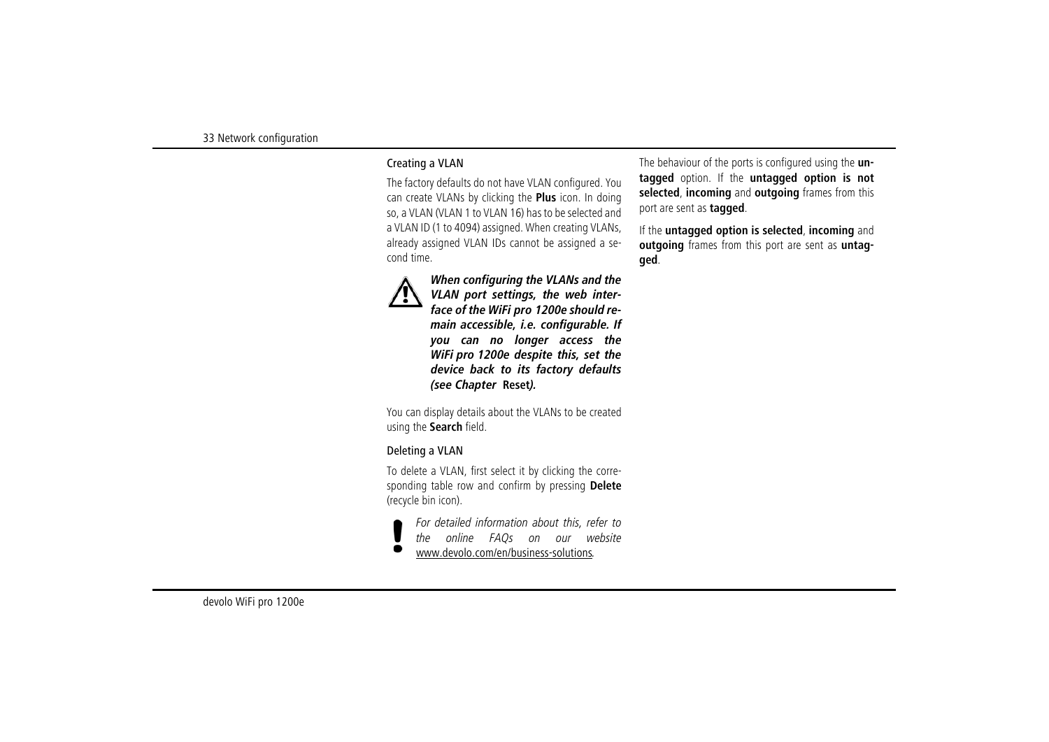### Creating a VLAN

The factory defaults do not have VLAN configured. You can create VLANs by clicking the **Plus** icon. In doing so, a VLAN (VLAN 1 to VLAN 16) has to be selected and a VLAN ID (1 to 4094) assigned. When creating VLANs, already assigned VLAN IDs cannot be assigned a second time.

***When configuring the VLANs and the VLAN port settings, the web interface of the WiFi pro 1200e should remain accessible, i.e. configurable. If you can no longer access the WiFi pro 1200e despite this, set the device back to its factory defaults (see Chapter*** **Reset*****).***

You can display details about the VLANs to be created using the **Search** field.

### Deleting a VLAN

To delete a VLAN, first select it by clicking the corresponding table row and confirm by pressing **Delete** (recycle bin icon).

*For detailed information about this, refer to the online FAQs on our website* www.devolo.com/en/business-solutions.

The behaviour of the ports is configured using the **untagged** option. If the **untagged option is not selected**, **incoming** and **outgoing** frames from this port are sent as **tagged**.

If the **untagged option is selected**, **incoming** and **outgoing** frames from this port are sent as **untagged**.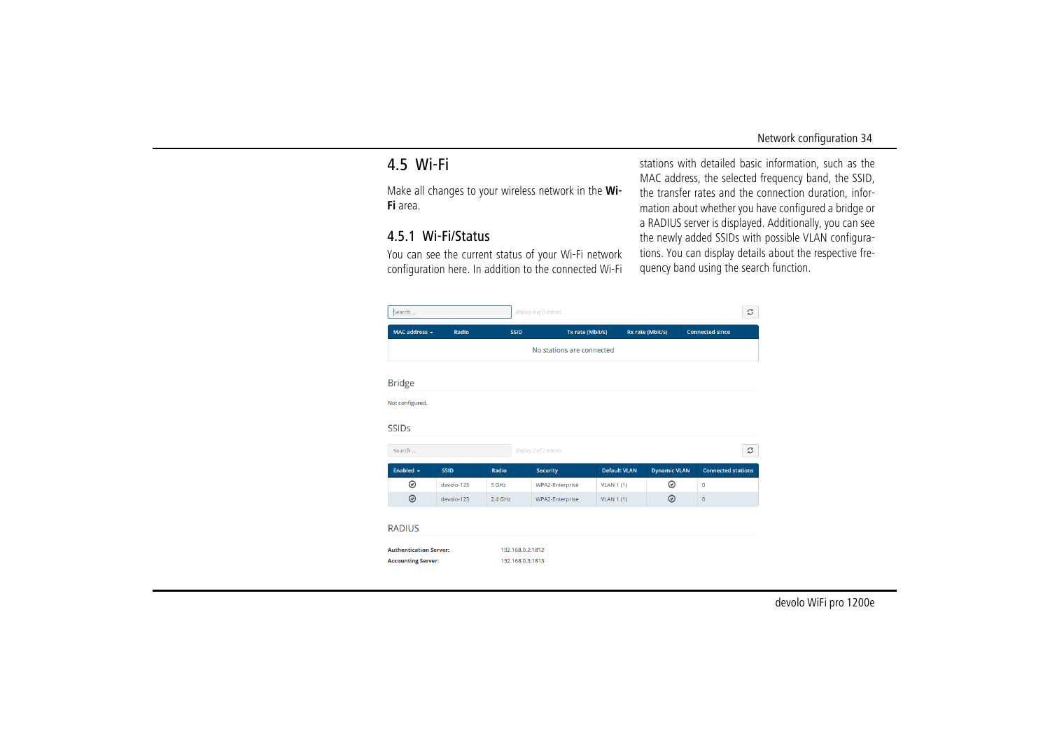## 4.5 Wi-Fi

Make all changes to your wireless network in the **Wi-Fi** area.

### 4.5.1 Wi-Fi/Status

You can see the current status of your Wi-Fi network configuration here. In addition to the connected Wi-Fi stations with detailed basic information, such as the MAC address, the selected frequency band, the SSID, the transfer rates and the connection duration, information about whether you have configured a bridge or a RADIUS server is displayed. Additionally, you can see the newly added SSIDs with possible VLAN configurations. You can display details about the respective frequency band using the search function.

Search ... display 0 of 0 entries

| MAC address | Radio | SSID | Tx rate (Mbit/s) | Rx rate (Mbit/s) | Connected since |
|---|---|---|---|---|---|
| No stations are connected | | | | | |

Bridge

Not configured.

SSIDs

Search ... display 2 of 2 entries

| Enabled | SSID | Radio | Security | Default VLAN | Dynamic VLAN | Connected stations |
|---|---|---|---|---|---|---|
| ✓ | devolo-123 | 5 GHz | WPA2-Enterprise | VLAN 1 (1) | ✓ | 0 |
| ✓ | devolo-123 | 2.4 GHz | WPA2-Enterprise | VLAN 1 (1) | ✓ | 0 |

RADIUS

**Authentication Server:** 192.168.0.2:1812
**Accounting Server:** 192.168.0.3:1813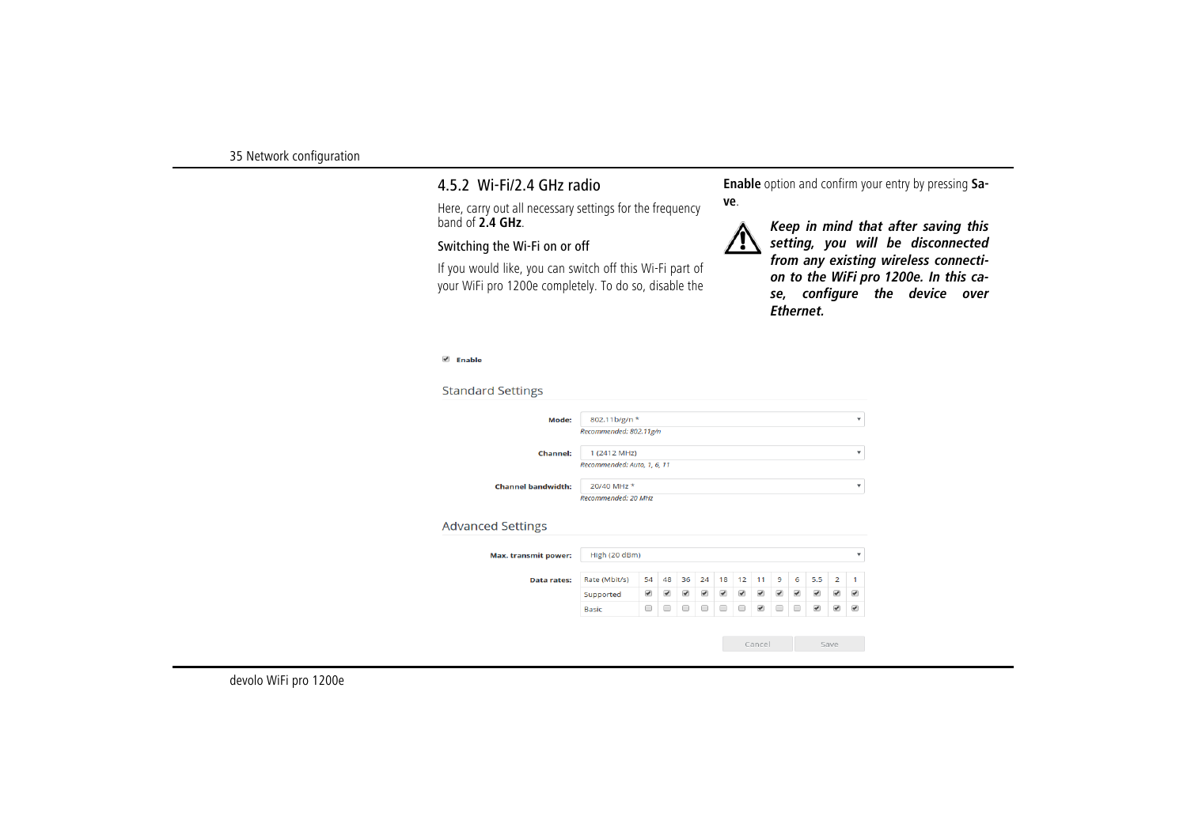## 4.5.2 Wi-Fi/2.4 GHz radio

Here, carry out all necessary settings for the frequency band of **2.4 GHz**.

### Switching the Wi-Fi on or off

If you would like, you can switch off this Wi-Fi part of your WiFi pro 1200e completely. To do so, disable the **Enable** option and confirm your entry by pressing **Save**.

***Keep in mind that after saving this setting, you will be disconnected from any existing wireless connection to the WiFi pro 1200e. In this case, configure the device over Ethernet.***

☑ **Enable**

**Standard Settings**

**Mode:** 802.11b/g/n *
*Recommended: 802.11g/n*

**Channel:** 1 (2412 MHz)
*Recommended: Auto, 1, 6, 11*

**Channel bandwidth:** 20/40 MHz *
*Recommended: 20 MHz*

**Advanced Settings**

**Max. transmit power:** High (20 dBm)

**Data rates:**

| Rate (Mbit/s) | 54 | 48 | 36 | 24 | 18 | 12 | 11 | 9 | 6 | 5.5 | 2 | 1 |
|---|---|---|---|---|---|---|---|---|---|---|---|---|
| Supported | ☑ | ☑ | ☑ | ☑ | ☑ | ☑ | ☑ | ☑ | ☑ | ☑ | ☑ | ☑ |
| Basic | ☐ | ☐ | ☐ | ☐ | ☐ | ☐ | ☑ | ☐ | ☐ | ☑ | ☑ | ☑ |

Cancel | Save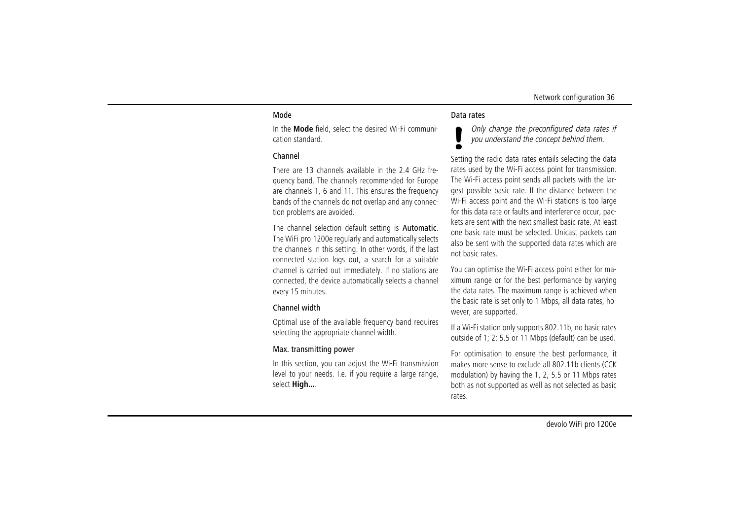### Mode

In the **Mode** field, select the desired Wi-Fi communication standard.

### Channel

There are 13 channels available in the 2.4 GHz frequency band. The channels recommended for Europe are channels 1, 6 and 11. This ensures the frequency bands of the channels do not overlap and any connection problems are avoided.

The channel selection default setting is **Automatic**. The WiFi pro 1200e regularly and automatically selects the channels in this setting. In other words, if the last connected station logs out, a search for a suitable channel is carried out immediately. If no stations are connected, the device automatically selects a channel every 15 minutes.

### Channel width

Optimal use of the available frequency band requires selecting the appropriate channel width.

### Max. transmitting power

In this section, you can adjust the Wi-Fi transmission level to your needs. I.e. if you require a large range, select **High...**.

### Data rates

**!** *Only change the preconfigured data rates if you understand the concept behind them.*

Setting the radio data rates entails selecting the data rates used by the Wi-Fi access point for transmission. The Wi-Fi access point sends all packets with the largest possible basic rate. If the distance between the Wi-Fi access point and the Wi-Fi stations is too large for this data rate or faults and interference occur, packets are sent with the next smallest basic rate. At least one basic rate must be selected. Unicast packets can also be sent with the supported data rates which are not basic rates.

You can optimise the Wi-Fi access point either for maximum range or for the best performance by varying the data rates. The maximum range is achieved when the basic rate is set only to 1 Mbps, all data rates, however, are supported.

If a Wi-Fi station only supports 802.11b, no basic rates outside of 1; 2; 5.5 or 11 Mbps (default) can be used.

For optimisation to ensure the best performance, it makes more sense to exclude all 802.11b clients (CCK modulation) by having the 1, 2, 5.5 or 11 Mbps rates both as not supported as well as not selected as basic rates.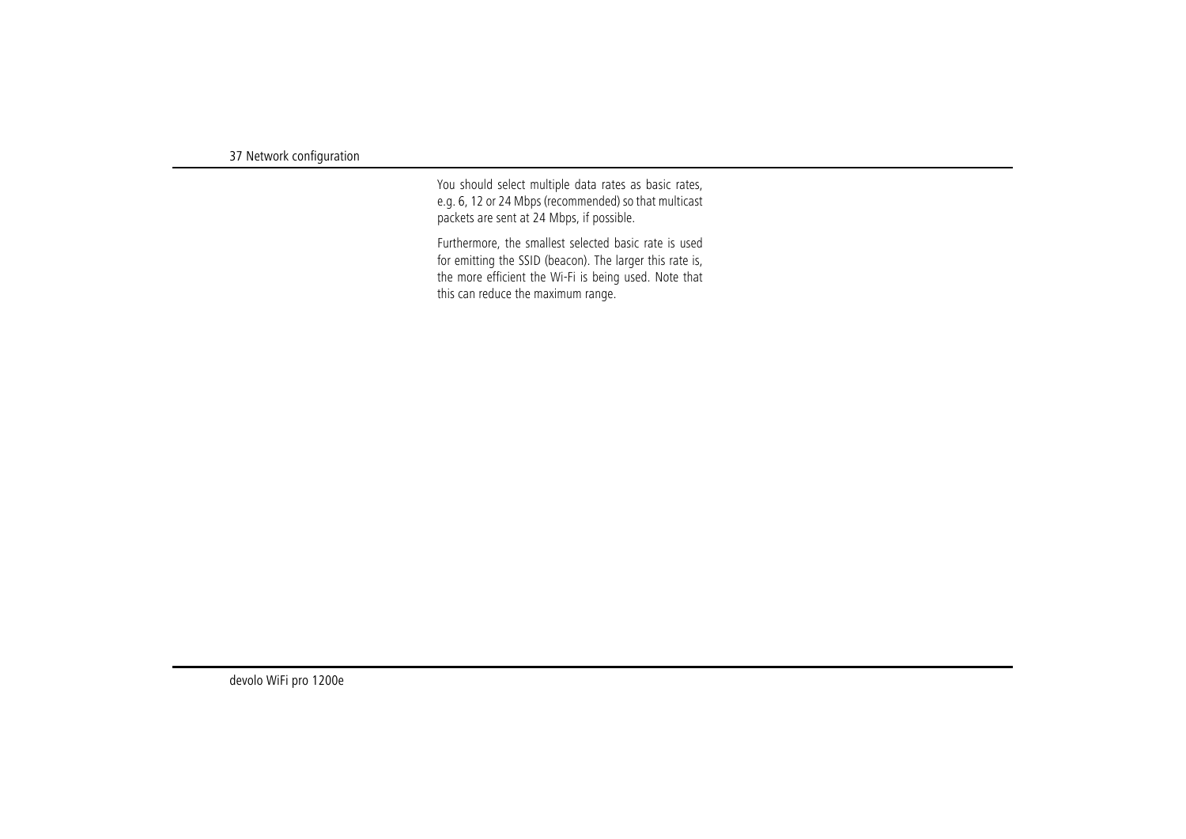You should select multiple data rates as basic rates, e.g. 6, 12 or 24 Mbps (recommended) so that multicast packets are sent at 24 Mbps, if possible.

Furthermore, the smallest selected basic rate is used for emitting the SSID (beacon). The larger this rate is, the more efficient the Wi-Fi is being used. Note that this can reduce the maximum range.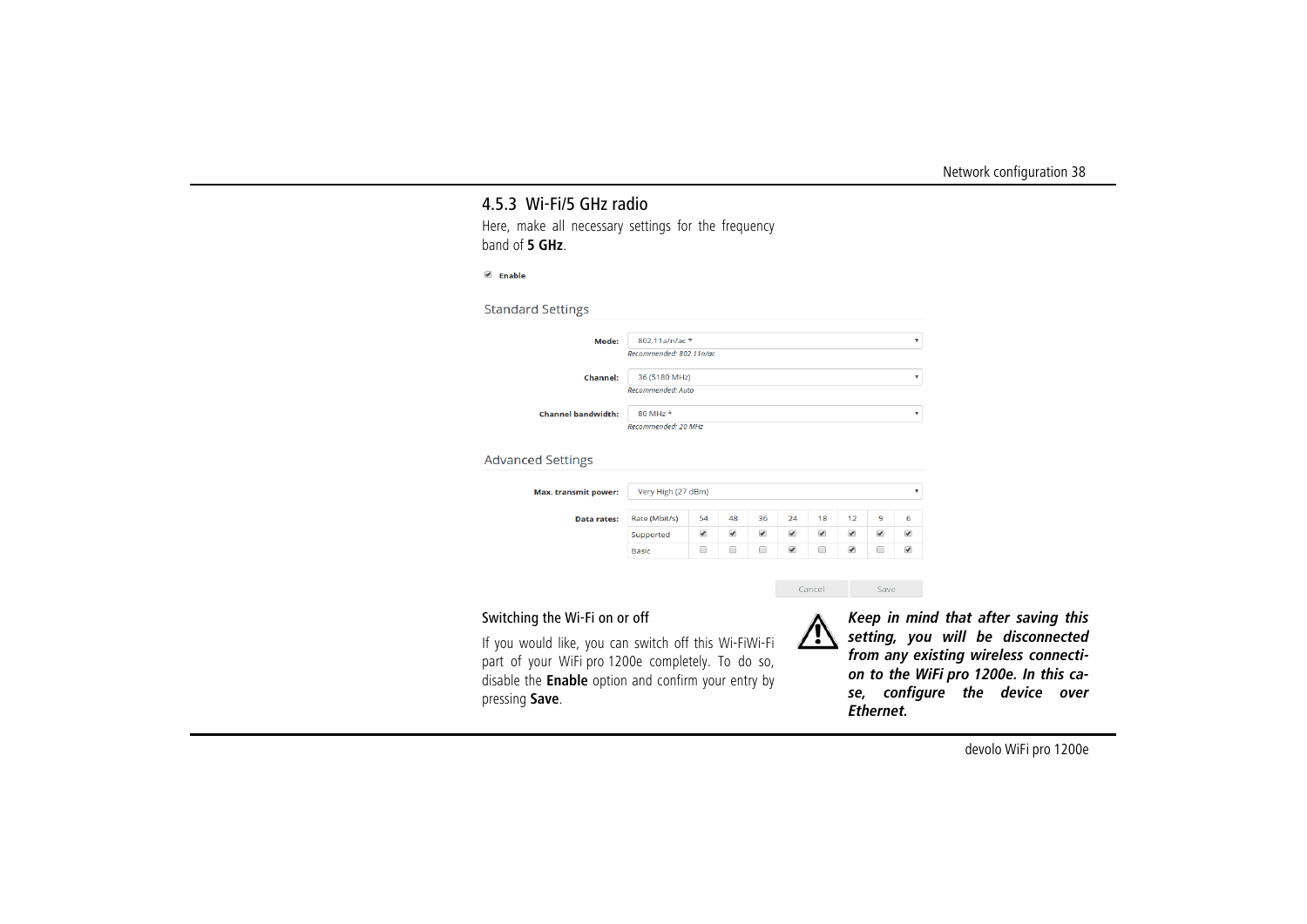### 4.5.3 Wi-Fi/5 GHz radio

Here, make all necessary settings for the frequency band of **5 GHz**.

☑ **Enable**

Standard Settings

**Mode:** 802.11a/n/ac *
*Recommended: 802.11n/ac*

**Channel:** 36 (5180 MHz)
*Recommended: Auto*

**Channel bandwidth:** 80 MHz *
*Recommended: 20 MHz*

Advanced Settings

**Max. transmit power:** Very High (27 dBm)

**Data rates:**

| Rate (Mbit/s) | 54 | 48 | 36 | 24 | 18 | 12 | 9 | 6 |
|---|---|---|---|---|---|---|---|---|
| Supported | ☑ | ☑ | ☑ | ☑ | ☑ | ☑ | ☑ | ☑ |
| Basic | ☐ | ☐ | ☐ | ☑ | ☐ | ☑ | ☐ | ☑ |

Cancel Save

#### Switching the Wi-Fi on or off

If you would like, you can switch off this Wi-FiWi-Fi part of your WiFi pro 1200e completely. To do so, disable the **Enable** option and confirm your entry by pressing **Save**.

***Keep in mind that after saving this setting, you will be disconnected from any existing wireless connection to the WiFi pro 1200e. In this case, configure the device over Ethernet.***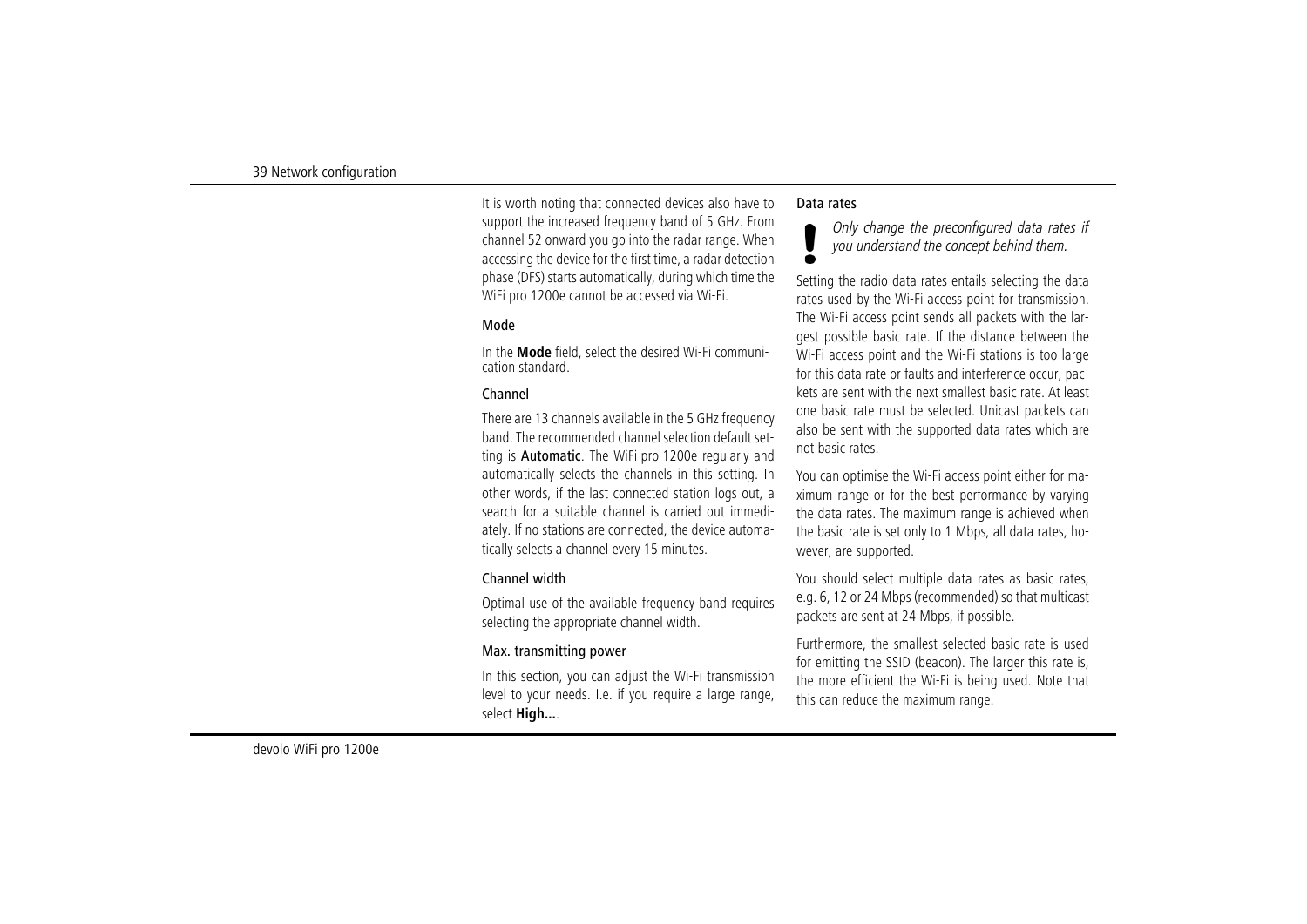It is worth noting that connected devices also have to support the increased frequency band of 5 GHz. From channel 52 onward you go into the radar range. When accessing the device for the first time, a radar detection phase (DFS) starts automatically, during which time the WiFi pro 1200e cannot be accessed via Wi-Fi.

### Mode

In the **Mode** field, select the desired Wi-Fi communication standard.

### Channel

There are 13 channels available in the 5 GHz frequency band. The recommended channel selection default setting is **Automatic**. The WiFi pro 1200e regularly and automatically selects the channels in this setting. In other words, if the last connected station logs out, a search for a suitable channel is carried out immediately. If no stations are connected, the device automatically selects a channel every 15 minutes.

### Channel width

Optimal use of the available frequency band requires selecting the appropriate channel width.

### Max. transmitting power

In this section, you can adjust the Wi-Fi transmission level to your needs. I.e. if you require a large range, select **High...**.

### Data rates

**!** *Only change the preconfigured data rates if you understand the concept behind them.*

Setting the radio data rates entails selecting the data rates used by the Wi-Fi access point for transmission. The Wi-Fi access point sends all packets with the largest possible basic rate. If the distance between the Wi-Fi access point and the Wi-Fi stations is too large for this data rate or faults and interference occur, packets are sent with the next smallest basic rate. At least one basic rate must be selected. Unicast packets can also be sent with the supported data rates which are not basic rates.

You can optimise the Wi-Fi access point either for maximum range or for the best performance by varying the data rates. The maximum range is achieved when the basic rate is set only to 1 Mbps, all data rates, however, are supported.

You should select multiple data rates as basic rates, e.g. 6, 12 or 24 Mbps (recommended) so that multicast packets are sent at 24 Mbps, if possible.

Furthermore, the smallest selected basic rate is used for emitting the SSID (beacon). The larger this rate is, the more efficient the Wi-Fi is being used. Note that this can reduce the maximum range.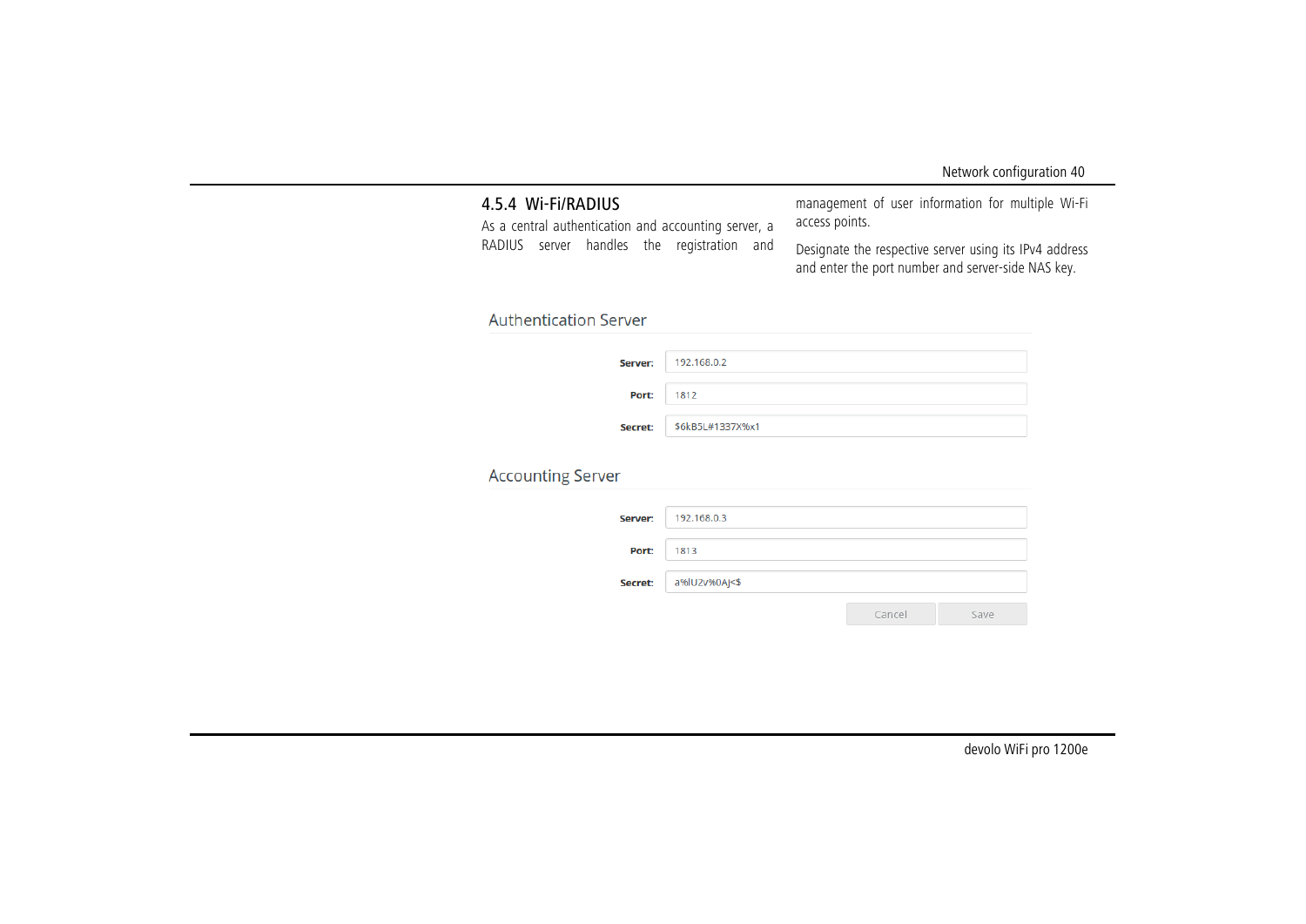### 4.5.4 Wi-Fi/RADIUS

As a central authentication and accounting server, a RADIUS server handles the registration and management of user information for multiple Wi-Fi access points.

Designate the respective server using its IPv4 address and enter the port number and server-side NAS key.

Authentication Server

**Server:** 192.168.0.2

**Port:** 1812

**Secret:** $6kB5L#1337X%x1

Accounting Server

**Server:** 192.168.0.3

**Port:** 1813

**Secret:** a%lU2v%0AJ<$

Cancel Save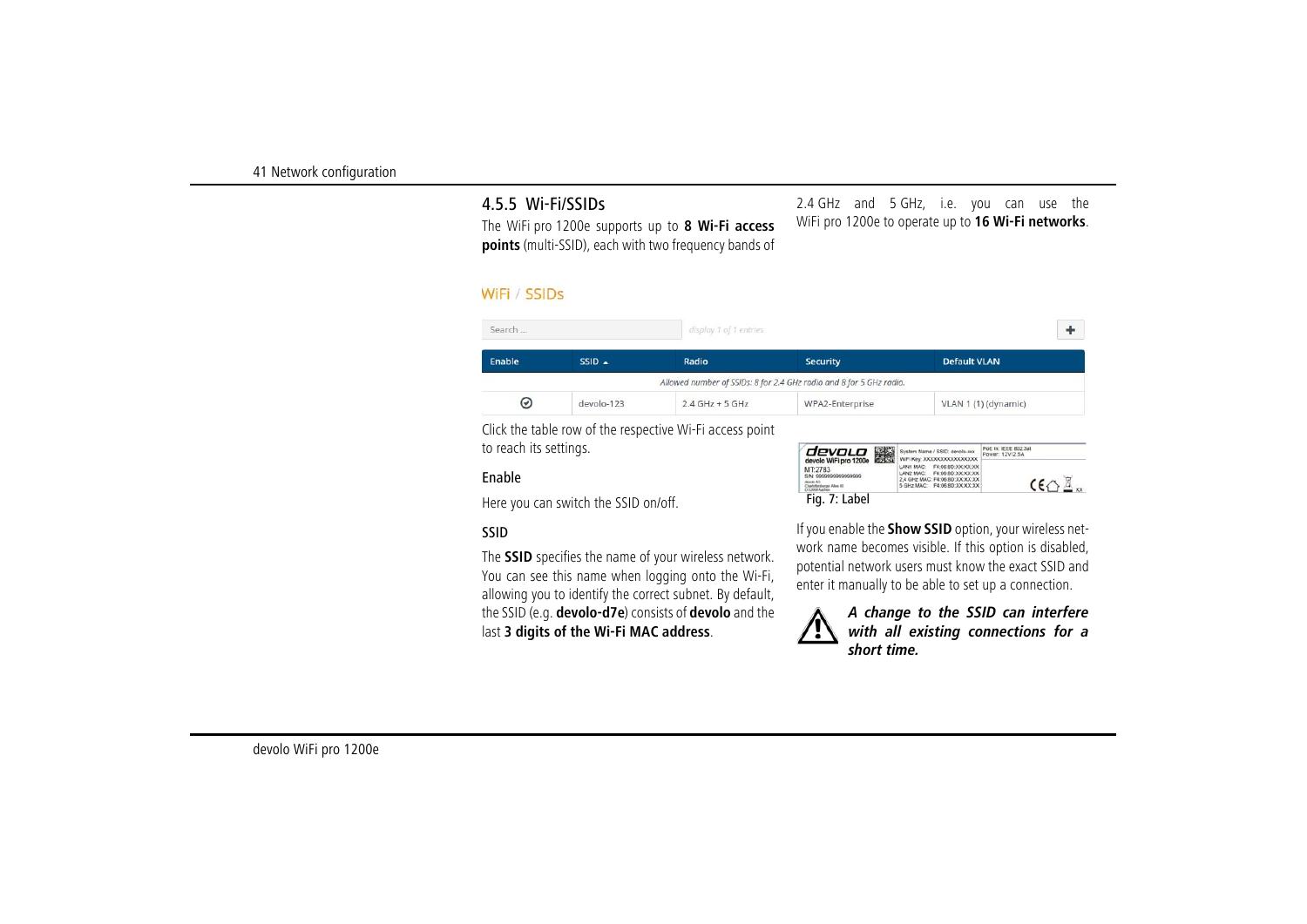### 4.5.5 Wi-Fi/SSIDs

The WiFi pro 1200e supports up to **8 Wi-Fi access points** (multi-SSID), each with two frequency bands of 2.4 GHz and 5 GHz, i.e. you can use the WiFi pro 1200e to operate up to **16 Wi-Fi networks**.

WiFi / SSIDs

Search ... display 1 of 1 entries

| Enable | SSID ▲ | Radio | Security | Default VLAN |
|---|---|---|---|---|
| Allowed number of SSIDs: 8 for 2.4 GHz radio and 8 for 5 GHz radio. | | | | |
| ⊙ | devolo-123 | 2.4 GHz + 5 GHz | WPA2-Enterprise | VLAN 1 (1) (dynamic) |

Click the table row of the respective Wi-Fi access point to reach its settings.

#### Enable

Here you can switch the SSID on/off.

#### SSID

The **SSID** specifies the name of your wireless network. You can see this name when logging onto the Wi-Fi, allowing you to identify the correct subnet. By default, the SSID (e.g. **devolo-d7e**) consists of **devolo** and the last **3 digits of the Wi-Fi MAC address**.

Fig. 7: Label

If you enable the **Show SSID** option, your wireless network name becomes visible. If this option is disabled, potential network users must know the exact SSID and enter it manually to be able to set up a connection.

***A change to the SSID can interfere with all existing connections for a short time.***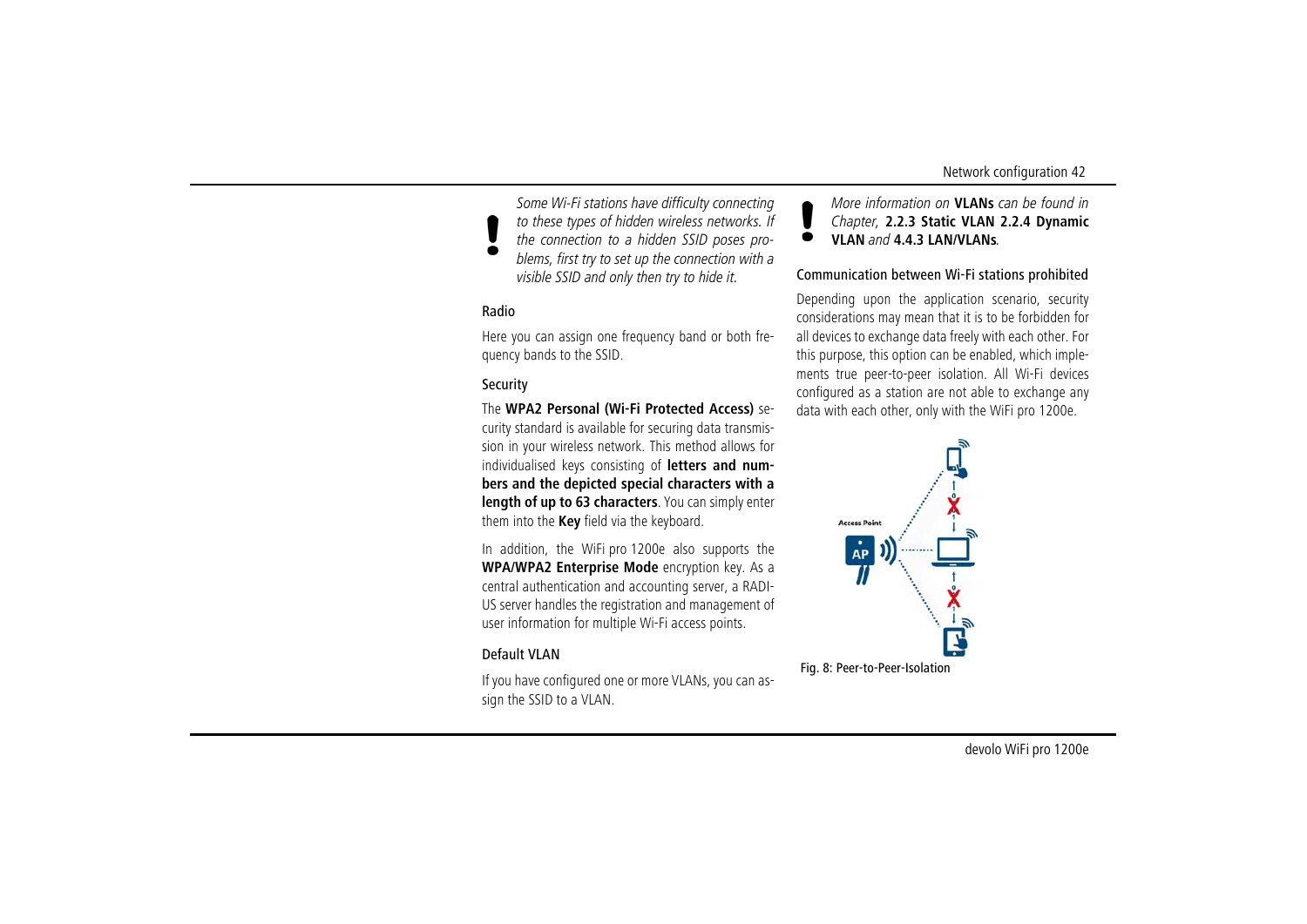*Some Wi-Fi stations have difficulty connecting to these types of hidden wireless networks. If the connection to a hidden SSID poses problems, first try to set up the connection with a visible SSID and only then try to hide it.*

### Radio

Here you can assign one frequency band or both frequency bands to the SSID.

### Security

The **WPA2 Personal (Wi-Fi Protected Access)** security standard is available for securing data transmission in your wireless network. This method allows for individualised keys consisting of **letters and numbers and the depicted special characters with a length of up to 63 characters**. You can simply enter them into the **Key** field via the keyboard.

In addition, the WiFi pro 1200e also supports the **WPA/WPA2 Enterprise Mode** encryption key. As a central authentication and accounting server, a RADIUS server handles the registration and management of user information for multiple Wi-Fi access points.

### Default VLAN

If you have configured one or more VLANs, you can assign the SSID to a VLAN.

*More information on* **VLANs** *can be found in Chapter,* **2.2.3 Static VLAN 2.2.4 Dynamic VLAN** *and* **4.4.3 LAN/VLANs**.

### Communication between Wi-Fi stations prohibited

Depending upon the application scenario, security considerations may mean that it is to be forbidden for all devices to exchange data freely with each other. For this purpose, this option can be enabled, which implements true peer-to-peer isolation. All Wi-Fi devices configured as a station are not able to exchange any data with each other, only with the WiFi pro 1200e.

Fig. 8: Peer-to-Peer-Isolation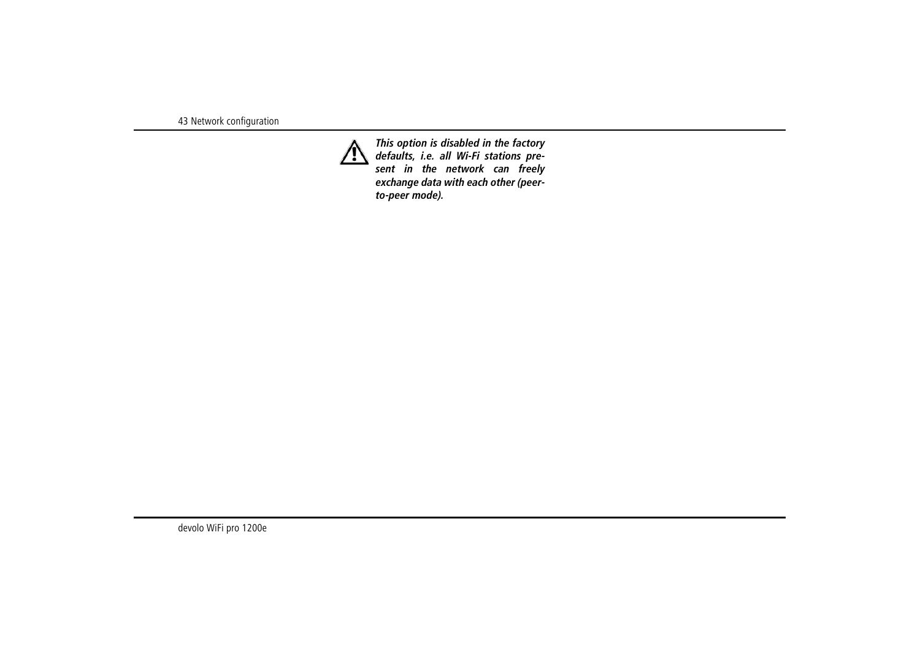***This option is disabled in the factory defaults, i.e. all Wi-Fi stations present in the network can freely exchange data with each other (peer-to-peer mode).***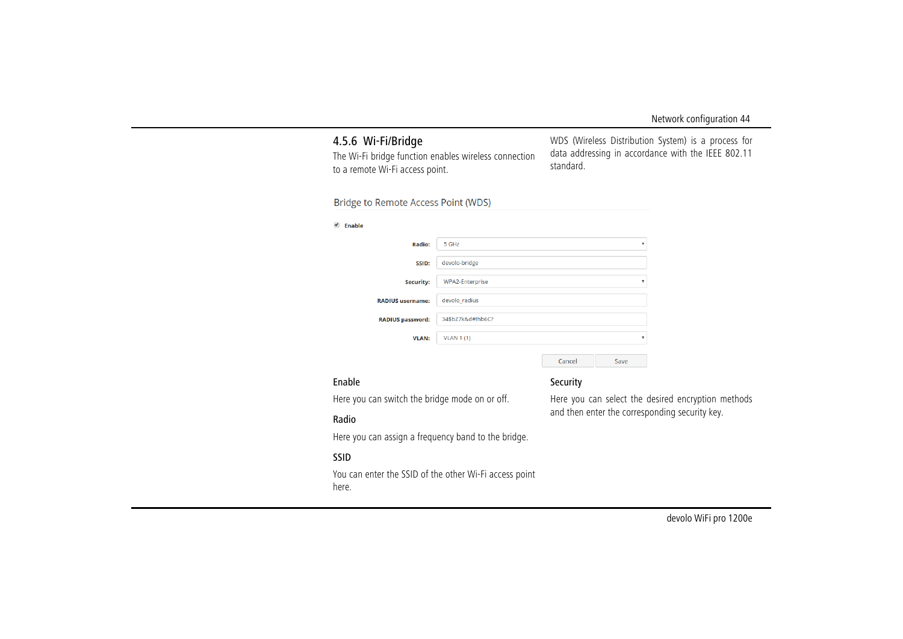## 4.5.6 Wi-Fi/Bridge

The Wi-Fi bridge function enables wireless connection to a remote Wi-Fi access point.

WDS (Wireless Distribution System) is a process for data addressing in accordance with the IEEE 802.11 standard.

Bridge to Remote Access Point (WDS)

- [x] Enable

| | |
|---|---|
| Radio: | 5 GHz |
| SSID: | devolo-bridge |
| Security: | WPA2-Enterprise |
| RADIUS username: | devolo_radius |
| RADIUS password: | 34$bZ7k&d#!hb6C? |
| VLAN: | VLAN 1 (1) |

Cancel Save

### Enable

Here you can switch the bridge mode on or off.

### Radio

Here you can assign a frequency band to the bridge.

### SSID

You can enter the SSID of the other Wi-Fi access point here.

### Security

Here you can select the desired encryption methods and then enter the corresponding security key.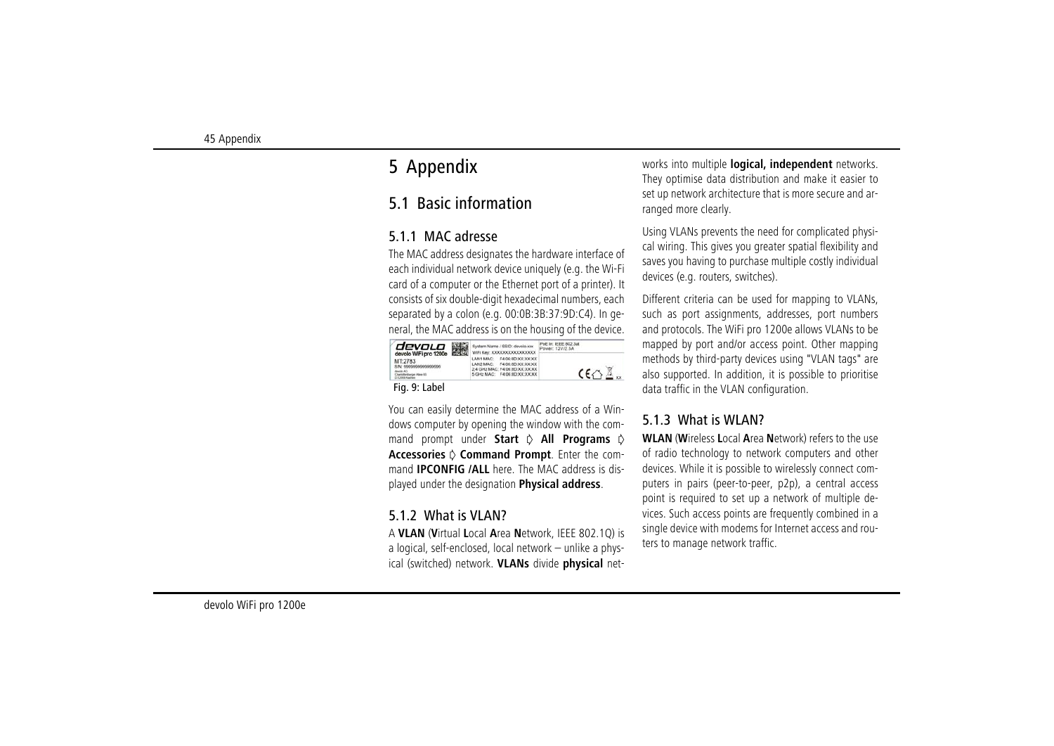# 5 Appendix

## 5.1 Basic information

### 5.1.1 MAC adresse

The MAC address designates the hardware interface of each individual network device uniquely (e.g. the Wi-Fi card of a computer or the Ethernet port of a printer). It consists of six double-digit hexadecimal numbers, each separated by a colon (e.g. 00:0B:3B:37:9D:C4). In general, the MAC address is on the housing of the device.

Fig. 9: Label

You can easily determine the MAC address of a Windows computer by opening the window with the command prompt under **Start** ◊ **All Programs** ◊ **Accessories** ◊ **Command Prompt**. Enter the command **IPCONFIG /ALL** here. The MAC address is displayed under the designation **Physical address**.

### 5.1.2 What is VLAN?

A **VLAN** (**V**irtual **L**ocal **A**rea **N**etwork, IEEE 802.1Q) is a logical, self-enclosed, local network – unlike a physical (switched) network. **VLANs** divide **physical** networks into multiple **logical, independent** networks. They optimise data distribution and make it easier to set up network architecture that is more secure and arranged more clearly.

Using VLANs prevents the need for complicated physical wiring. This gives you greater spatial flexibility and saves you having to purchase multiple costly individual devices (e.g. routers, switches).

Different criteria can be used for mapping to VLANs, such as port assignments, addresses, port numbers and protocols. The WiFi pro 1200e allows VLANs to be mapped by port and/or access point. Other mapping methods by third-party devices using "VLAN tags" are also supported. In addition, it is possible to prioritise data traffic in the VLAN configuration.

### 5.1.3 What is WLAN?

**WLAN** (**W**ireless **L**ocal **A**rea **N**etwork) refers to the use of radio technology to network computers and other devices. While it is possible to wirelessly connect computers in pairs (peer-to-peer, p2p), a central access point is required to set up a network of multiple devices. Such access points are frequently combined in a single device with modems for Internet access and routers to manage network traffic.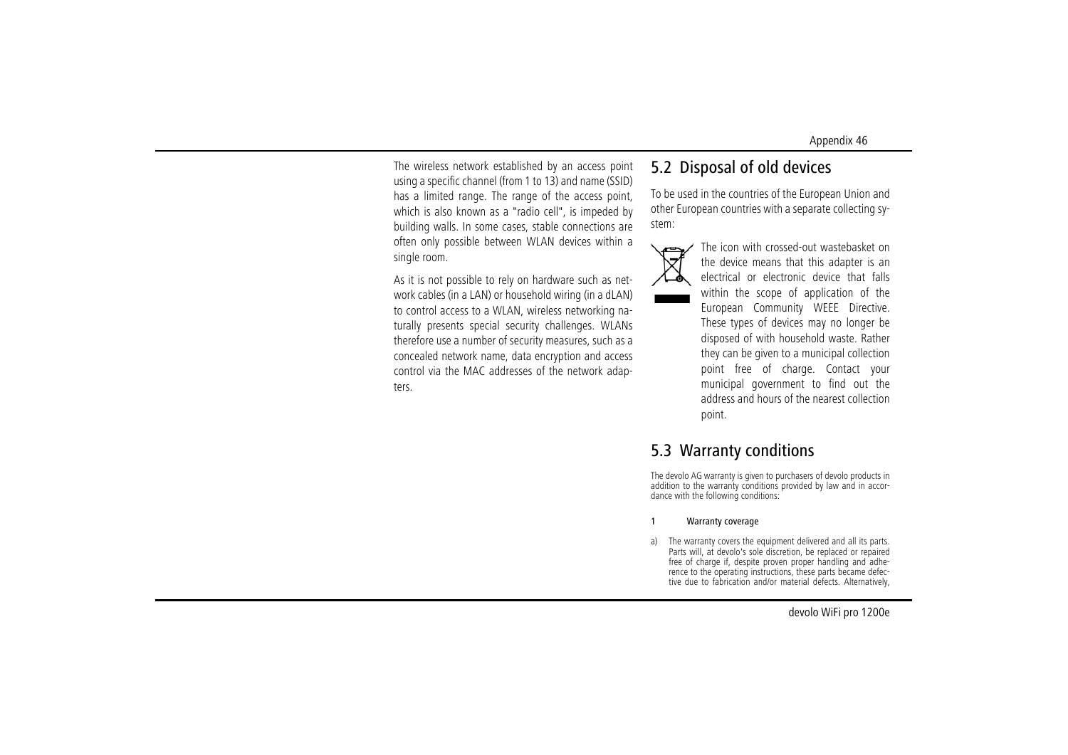The wireless network established by an access point using a specific channel (from 1 to 13) and name (SSID) has a limited range. The range of the access point, which is also known as a "radio cell", is impeded by building walls. In some cases, stable connections are often only possible between WLAN devices within a single room.

As it is not possible to rely on hardware such as network cables (in a LAN) or household wiring (in a dLAN) to control access to a WLAN, wireless networking naturally presents special security challenges. WLANs therefore use a number of security measures, such as a concealed network name, data encryption and access control via the MAC addresses of the network adapters.

## 5.2 Disposal of old devices

To be used in the countries of the European Union and other European countries with a separate collecting system:

The icon with crossed-out wastebasket on the device means that this adapter is an electrical or electronic device that falls within the scope of application of the European Community WEEE Directive. These types of devices may no longer be disposed of with household waste. Rather they can be given to a municipal collection point free of charge. Contact your municipal government to find out the address and hours of the nearest collection point.

## 5.3 Warranty conditions

The devolo AG warranty is given to purchasers of devolo products in addition to the warranty conditions provided by law and in accordance with the following conditions:

**1 Warranty coverage**

a) The warranty covers the equipment delivered and all its parts. Parts will, at devolo's sole discretion, be replaced or repaired free of charge if, despite proven proper handling and adherence to the operating instructions, these parts became defective due to fabrication and/or material defects. Alternatively,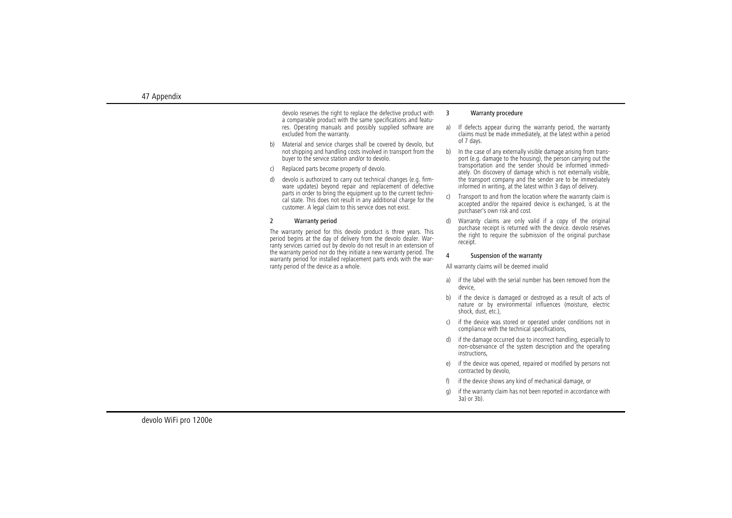devolo reserves the right to replace the defective product with a comparable product with the same specifications and features. Operating manuals and possibly supplied software are excluded from the warranty.

b) Material and service charges shall be covered by devolo, but not shipping and handling costs involved in transport from the buyer to the service station and/or to devolo.

c) Replaced parts become property of devolo.

d) devolo is authorized to carry out technical changes (e.g. firmware updates) beyond repair and replacement of defective parts in order to bring the equipment up to the current technical state. This does not result in any additional charge for the customer. A legal claim to this service does not exist.

### 2 Warranty period

The warranty period for this devolo product is three years. This period begins at the day of delivery from the devolo dealer. Warranty services carried out by devolo do not result in an extension of the warranty period nor do they initiate a new warranty period. The warranty period for installed replacement parts ends with the warranty period of the device as a whole.

### 3 Warranty procedure

a) If defects appear during the warranty period, the warranty claims must be made immediately, at the latest within a period of 7 days.

b) In the case of any externally visible damage arising from transport (e.g. damage to the housing), the person carrying out the transportation and the sender should be informed immediately. On discovery of damage which is not externally visible, the transport company and the sender are to be immediately informed in writing, at the latest within 3 days of delivery.

c) Transport to and from the location where the warranty claim is accepted and/or the repaired device is exchanged, is at the purchaser's own risk and cost.

d) Warranty claims are only valid if a copy of the original purchase receipt is returned with the device. devolo reserves the right to require the submission of the original purchase receipt.

### 4 Suspension of the warranty

All warranty claims will be deemed invalid

a) if the label with the serial number has been removed from the device,

b) if the device is damaged or destroyed as a result of acts of nature or by environmental influences (moisture, electric shock, dust, etc.),

c) if the device was stored or operated under conditions not in compliance with the technical specifications,

d) if the damage occurred due to incorrect handling, especially to non-observance of the system description and the operating instructions,

e) if the device was opened, repaired or modified by persons not contracted by devolo,

f) if the device shows any kind of mechanical damage, or

g) if the warranty claim has not been reported in accordance with 3a) or 3b).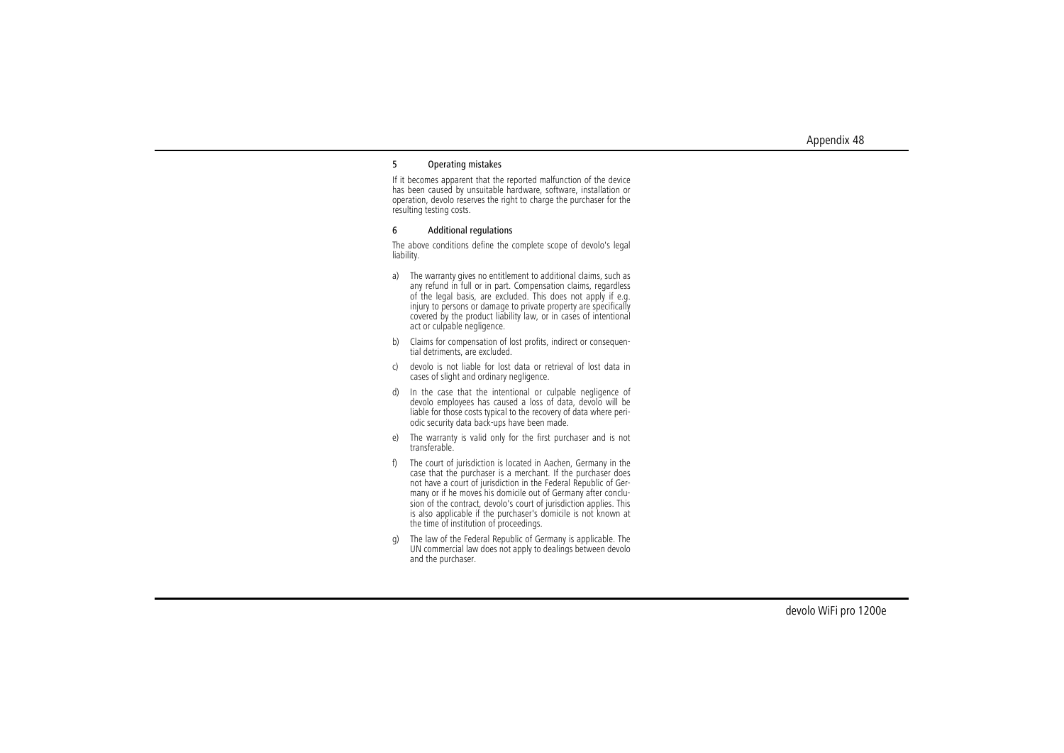### 5 Operating mistakes

If it becomes apparent that the reported malfunction of the device has been caused by unsuitable hardware, software, installation or operation, devolo reserves the right to charge the purchaser for the resulting testing costs.

### 6 Additional regulations

The above conditions define the complete scope of devolo's legal liability.

a) The warranty gives no entitlement to additional claims, such as any refund in full or in part. Compensation claims, regardless of the legal basis, are excluded. This does not apply if e.g. injury to persons or damage to private property are specifically covered by the product liability law, or in cases of intentional act or culpable negligence.

b) Claims for compensation of lost profits, indirect or consequential detriments, are excluded.

c) devolo is not liable for lost data or retrieval of lost data in cases of slight and ordinary negligence.

d) In the case that the intentional or culpable negligence of devolo employees has caused a loss of data, devolo will be liable for those costs typical to the recovery of data where periodic security data back-ups have been made.

e) The warranty is valid only for the first purchaser and is not transferable.

f) The court of jurisdiction is located in Aachen, Germany in the case that the purchaser is a merchant. If the purchaser does not have a court of jurisdiction in the Federal Republic of Germany or if he moves his domicile out of Germany after conclusion of the contract, devolo's court of jurisdiction applies. This is also applicable if the purchaser's domicile is not known at the time of institution of proceedings.

g) The law of the Federal Republic of Germany is applicable. The UN commercial law does not apply to dealings between devolo and the purchaser.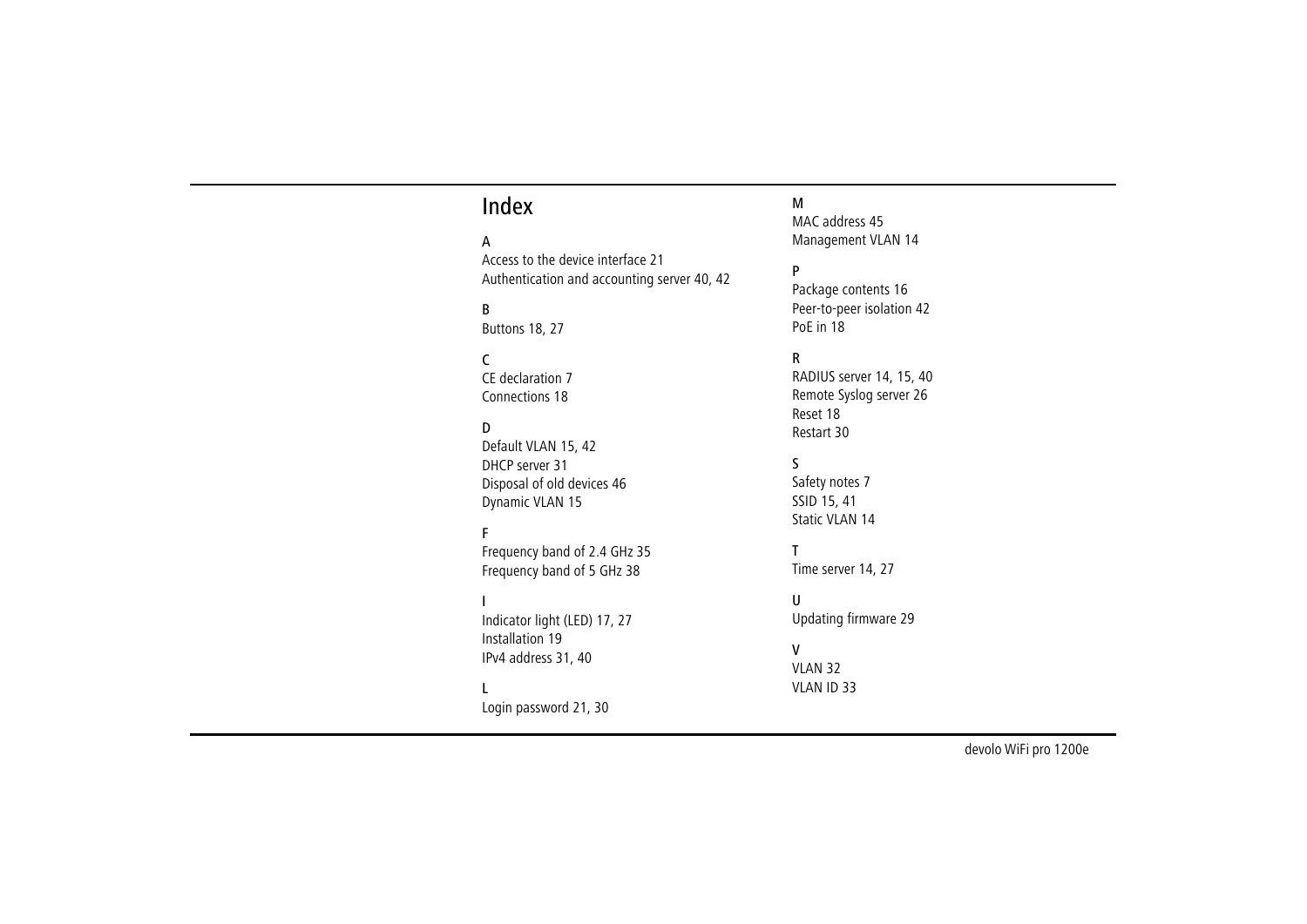# Index

A
Access to the device interface 21
Authentication and accounting server 40, 42

B
Buttons 18, 27

C
CE declaration 7
Connections 18

D
Default VLAN 15, 42
DHCP server 31
Disposal of old devices 46
Dynamic VLAN 15

F
Frequency band of 2.4 GHz 35
Frequency band of 5 GHz 38

I
Indicator light (LED) 17, 27
Installation 19
IPv4 address 31, 40

L
Login password 21, 30

M
MAC address 45
Management VLAN 14

P
Package contents 16
Peer-to-peer isolation 42
PoE in 18

R
RADIUS server 14, 15, 40
Remote Syslog server 26
Reset 18
Restart 30

S
Safety notes 7
SSID 15, 41
Static VLAN 14

T
Time server 14, 27

U
Updating firmware 29

V
VLAN 32
VLAN ID 33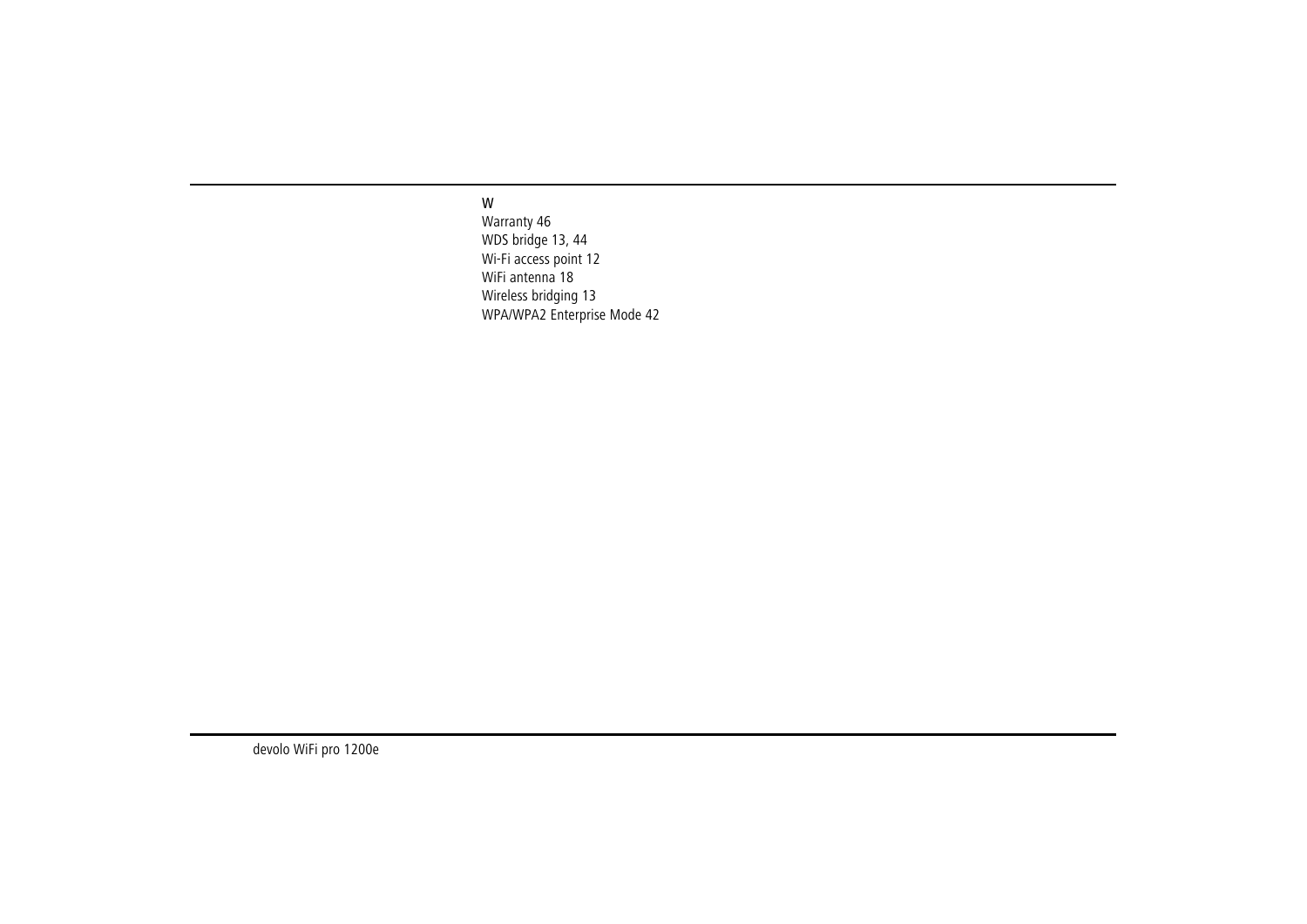W

Warranty 46
WDS bridge 13, 44
Wi-Fi access point 12
WiFi antenna 18
Wireless bridging 13
WPA/WPA2 Enterprise Mode 42